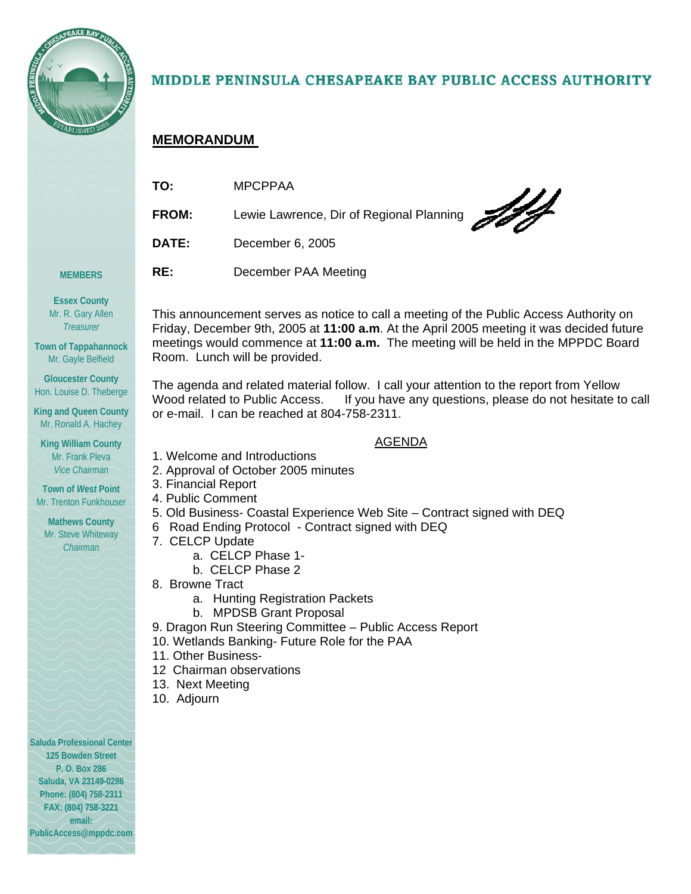# MIDDLE PENINSULA CHESAPEAKE BAY PUBLIC ACCESS AUTHORITY

## MEMORANDUM

**TO:** MPCPPAA

**FROM:** Lewie Lawrence, Dir of Regional Planning

**DATE:** December 6, 2005

**RE:** December PAA Meeting

This announcement serves as notice to call a meeting of the Public Access Authority on Friday, December 9th, 2005 at **11:00 a.m**. At the April 2005 meeting it was decided future meetings would commence at **11:00 a.m.** The meeting will be held in the MPPDC Board Room. Lunch will be provided.

The agenda and related material follow. I call your attention to the report from Yellow Wood related to Public Access. If you have any questions, please do not hesitate to call or e-mail. I can be reached at 804-758-2311.

AGENDA

1. Welcome and Introductions
2. Approval of October 2005 minutes
3. Financial Report
4. Public Comment
5. Old Business- Coastal Experience Web Site – Contract signed with DEQ
6 Road Ending Protocol - Contract signed with DEQ
7. CELCP Update
   a. CELCP Phase 1-
   b. CELCP Phase 2
8. Browne Tract
   a. Hunting Registration Packets
   b. MPDSB Grant Proposal
9. Dragon Run Steering Committee – Public Access Report
10. Wetlands Banking- Future Role for the PAA
11. Other Business-
12 Chairman observations
13. Next Meeting
10. Adjourn

**MEMBERS**

**Essex County**
Mr. R. Gary Allen
*Treasurer*

**Town of Tappahannock**
Mr. Gayle Belfield

**Gloucester County**
Hon. Louise D. Theberge

**King and Queen County**
Mr. Ronald A. Hachey

**King William County**
Mr. Frank Pleva
*Vice Chairman*

**Town of *West* Point**
Mr. Trenton Funkhouser

**Mathews County**
Mr. Steve Whiteway
*Chairman*

**Saluda Professional Center**
**125 Bowden Street**
**P. O. Box 286**
**Saluda, VA 23149-0286**
**Phone: (804) 758-2311**
**FAX: (804) 758-3221**
**email:**
**PublicAccess@mppdc.com**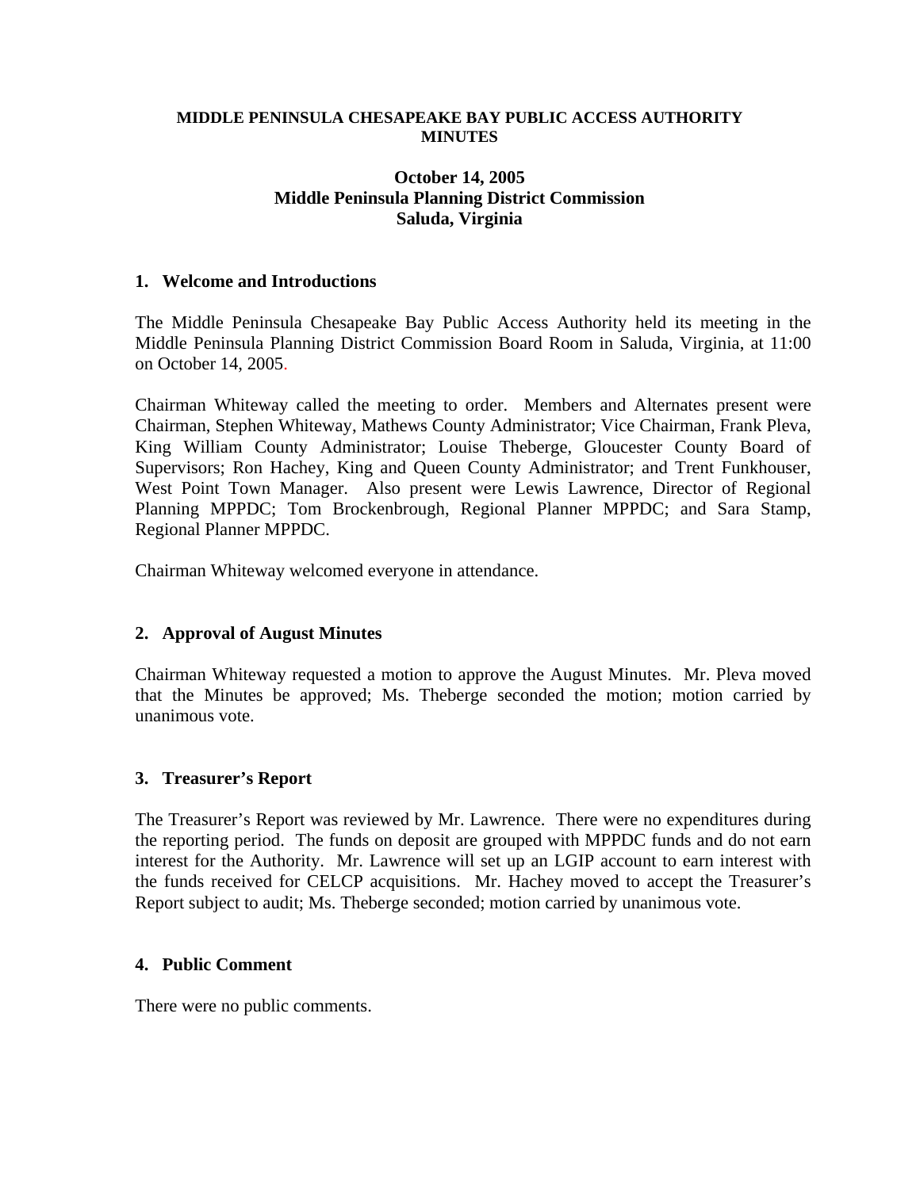**MIDDLE PENINSULA CHESAPEAKE BAY PUBLIC ACCESS AUTHORITY MINUTES**

**October 14, 2005**
**Middle Peninsula Planning District Commission**
**Saluda, Virginia**

## 1. Welcome and Introductions

The Middle Peninsula Chesapeake Bay Public Access Authority held its meeting in the Middle Peninsula Planning District Commission Board Room in Saluda, Virginia, at 11:00 on October 14, 2005.

Chairman Whiteway called the meeting to order. Members and Alternates present were Chairman, Stephen Whiteway, Mathews County Administrator; Vice Chairman, Frank Pleva, King William County Administrator; Louise Theberge, Gloucester County Board of Supervisors; Ron Hachey, King and Queen County Administrator; and Trent Funkhouser, West Point Town Manager. Also present were Lewis Lawrence, Director of Regional Planning MPPDC; Tom Brockenbrough, Regional Planner MPPDC; and Sara Stamp, Regional Planner MPPDC.

Chairman Whiteway welcomed everyone in attendance.

## 2. Approval of August Minutes

Chairman Whiteway requested a motion to approve the August Minutes. Mr. Pleva moved that the Minutes be approved; Ms. Theberge seconded the motion; motion carried by unanimous vote.

## 3. Treasurer's Report

The Treasurer's Report was reviewed by Mr. Lawrence. There were no expenditures during the reporting period. The funds on deposit are grouped with MPPDC funds and do not earn interest for the Authority. Mr. Lawrence will set up an LGIP account to earn interest with the funds received for CELCP acquisitions. Mr. Hachey moved to accept the Treasurer's Report subject to audit; Ms. Theberge seconded; motion carried by unanimous vote.

## 4. Public Comment

There were no public comments.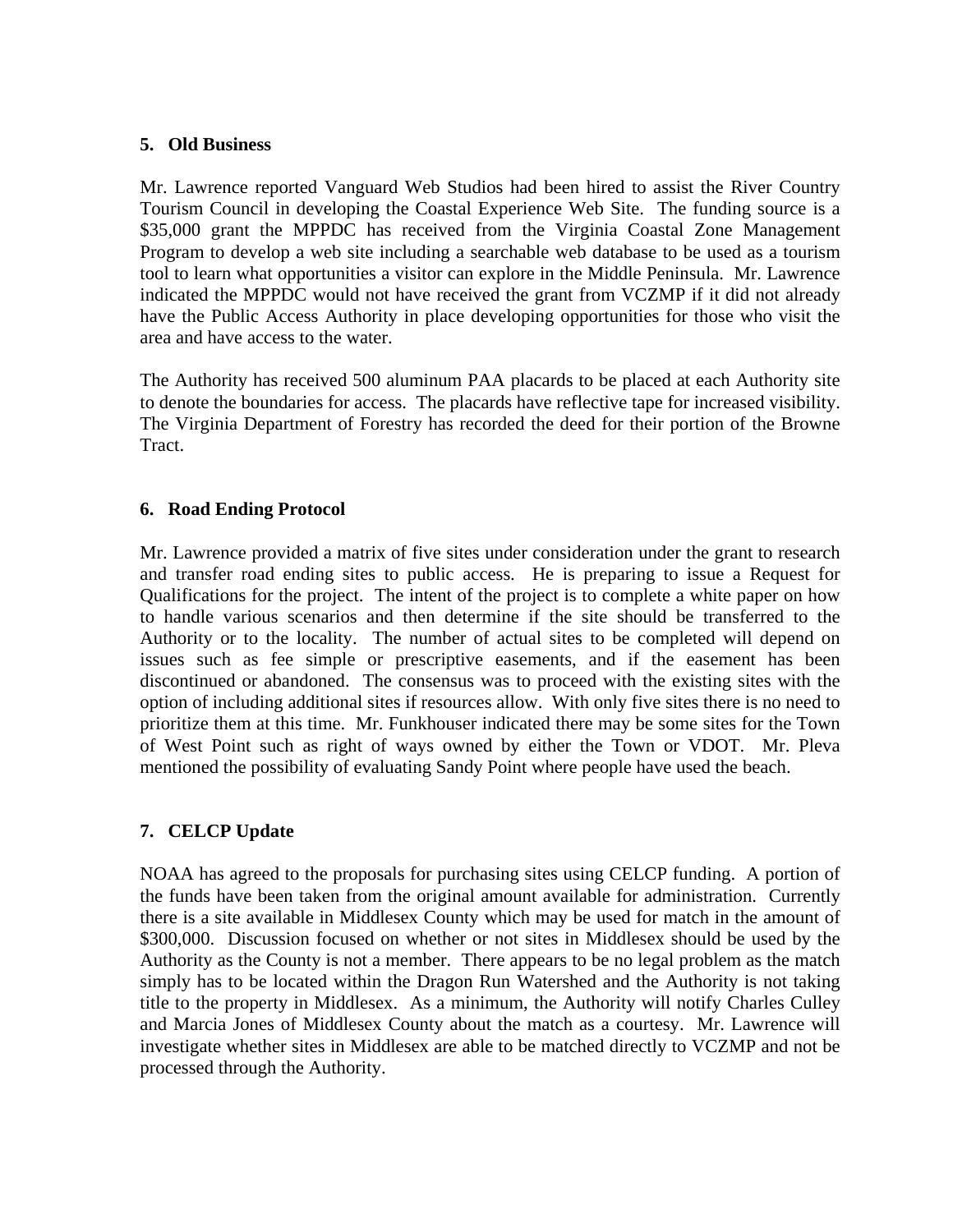**5. Old Business**

Mr. Lawrence reported Vanguard Web Studios had been hired to assist the River Country Tourism Council in developing the Coastal Experience Web Site. The funding source is a $35,000 grant the MPPDC has received from the Virginia Coastal Zone Management Program to develop a web site including a searchable web database to be used as a tourism tool to learn what opportunities a visitor can explore in the Middle Peninsula. Mr. Lawrence indicated the MPPDC would not have received the grant from VCZMP if it did not already have the Public Access Authority in place developing opportunities for those who visit the area and have access to the water.

The Authority has received 500 aluminum PAA placards to be placed at each Authority site to denote the boundaries for access. The placards have reflective tape for increased visibility. The Virginia Department of Forestry has recorded the deed for their portion of the Browne Tract.

**6. Road Ending Protocol**

Mr. Lawrence provided a matrix of five sites under consideration under the grant to research and transfer road ending sites to public access. He is preparing to issue a Request for Qualifications for the project. The intent of the project is to complete a white paper on how to handle various scenarios and then determine if the site should be transferred to the Authority or to the locality. The number of actual sites to be completed will depend on issues such as fee simple or prescriptive easements, and if the easement has been discontinued or abandoned. The consensus was to proceed with the existing sites with the option of including additional sites if resources allow. With only five sites there is no need to prioritize them at this time. Mr. Funkhouser indicated there may be some sites for the Town of West Point such as right of ways owned by either the Town or VDOT. Mr. Pleva mentioned the possibility of evaluating Sandy Point where people have used the beach.

**7. CELCP Update**

NOAA has agreed to the proposals for purchasing sites using CELCP funding. A portion of the funds have been taken from the original amount available for administration. Currently there is a site available in Middlesex County which may be used for match in the amount of $300,000. Discussion focused on whether or not sites in Middlesex should be used by the Authority as the County is not a member. There appears to be no legal problem as the match simply has to be located within the Dragon Run Watershed and the Authority is not taking title to the property in Middlesex. As a minimum, the Authority will notify Charles Culley and Marcia Jones of Middlesex County about the match as a courtesy. Mr. Lawrence will investigate whether sites in Middlesex are able to be matched directly to VCZMP and not be processed through the Authority.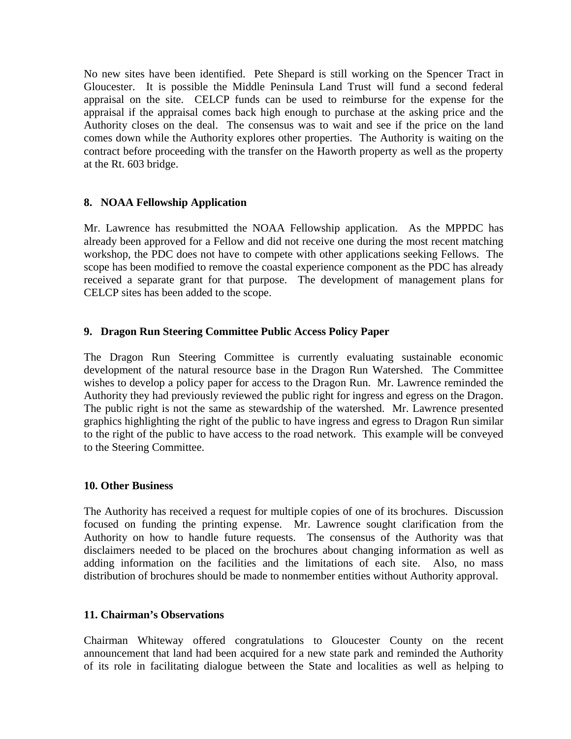No new sites have been identified. Pete Shepard is still working on the Spencer Tract in Gloucester. It is possible the Middle Peninsula Land Trust will fund a second federal appraisal on the site. CELCP funds can be used to reimburse for the expense for the appraisal if the appraisal comes back high enough to purchase at the asking price and the Authority closes on the deal. The consensus was to wait and see if the price on the land comes down while the Authority explores other properties. The Authority is waiting on the contract before proceeding with the transfer on the Haworth property as well as the property at the Rt. 603 bridge.

**8. NOAA Fellowship Application**

Mr. Lawrence has resubmitted the NOAA Fellowship application. As the MPPDC has already been approved for a Fellow and did not receive one during the most recent matching workshop, the PDC does not have to compete with other applications seeking Fellows. The scope has been modified to remove the coastal experience component as the PDC has already received a separate grant for that purpose. The development of management plans for CELCP sites has been added to the scope.

**9. Dragon Run Steering Committee Public Access Policy Paper**

The Dragon Run Steering Committee is currently evaluating sustainable economic development of the natural resource base in the Dragon Run Watershed. The Committee wishes to develop a policy paper for access to the Dragon Run. Mr. Lawrence reminded the Authority they had previously reviewed the public right for ingress and egress on the Dragon. The public right is not the same as stewardship of the watershed. Mr. Lawrence presented graphics highlighting the right of the public to have ingress and egress to Dragon Run similar to the right of the public to have access to the road network. This example will be conveyed to the Steering Committee.

**10. Other Business**

The Authority has received a request for multiple copies of one of its brochures. Discussion focused on funding the printing expense. Mr. Lawrence sought clarification from the Authority on how to handle future requests. The consensus of the Authority was that disclaimers needed to be placed on the brochures about changing information as well as adding information on the facilities and the limitations of each site. Also, no mass distribution of brochures should be made to nonmember entities without Authority approval.

**11. Chairman's Observations**

Chairman Whiteway offered congratulations to Gloucester County on the recent announcement that land had been acquired for a new state park and reminded the Authority of its role in facilitating dialogue between the State and localities as well as helping to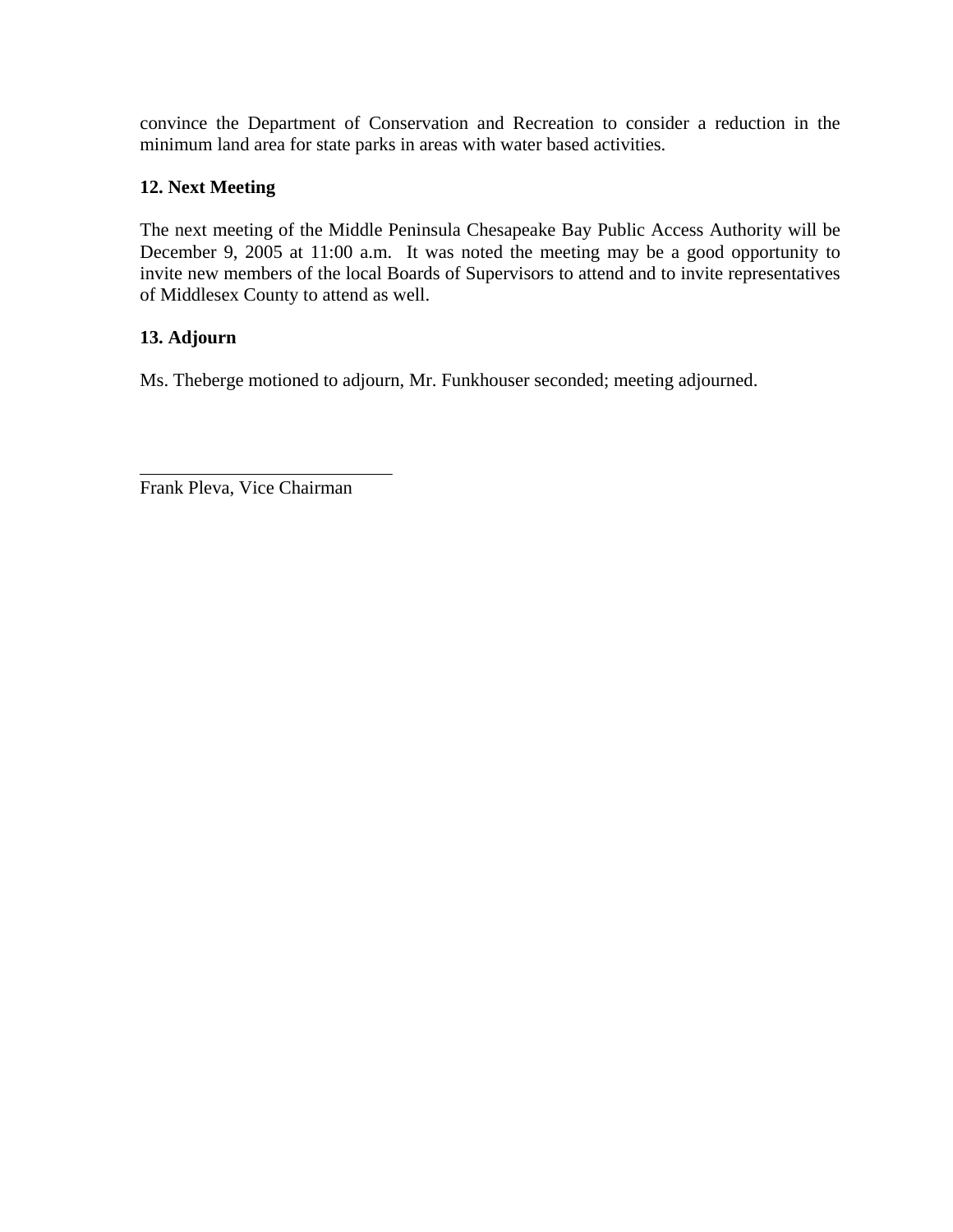convince the Department of Conservation and Recreation to consider a reduction in the minimum land area for state parks in areas with water based activities.

**12. Next Meeting**

The next meeting of the Middle Peninsula Chesapeake Bay Public Access Authority will be December 9, 2005 at 11:00 a.m. It was noted the meeting may be a good opportunity to invite new members of the local Boards of Supervisors to attend and to invite representatives of Middlesex County to attend as well.

**13. Adjourn**

Ms. Theberge motioned to adjourn, Mr. Funkhouser seconded; meeting adjourned.

\_\_\_\_\_\_\_\_\_\_\_\_\_\_\_\_\_\_\_\_\_\_\_\_\_\_\_\_

Frank Pleva, Vice Chairman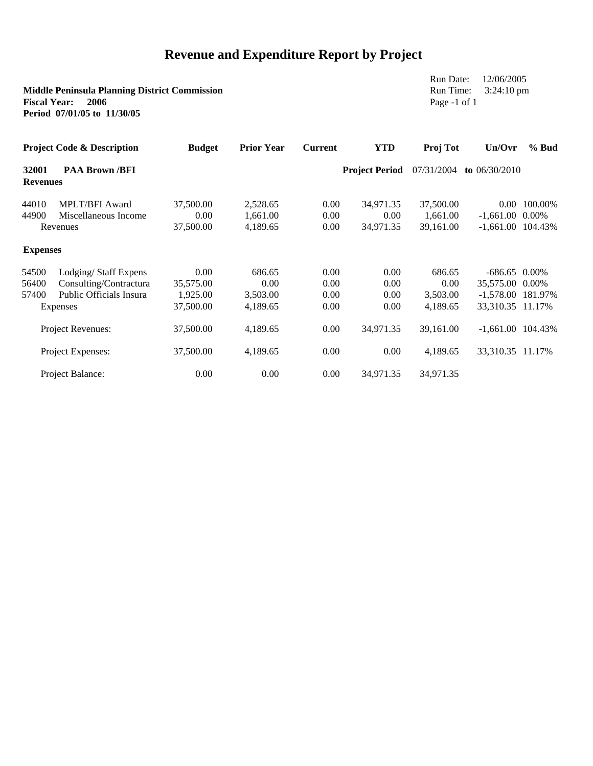# Revenue and Expenditure Report by Project

**Middle Peninsula Planning District Commission**
**Fiscal Year: 2006**
**Period 07/01/05 to 11/30/05**

Run Date: 12/06/2005
Run Time: 3:24:10 pm
Page -1 of 1

| Project Code & Description | | Budget | Prior Year | Current | YTD | Proj Tot | Un/Ovr | % Bud |
|---|---|---|---|---|---|---|---|---|
| **32001** | **PAA Brown /BFI** | | | | **Project Period** | 07/31/2004 | **to** 06/30/2010 | |
| **Revenues** | | | | | | | | |
| 44010 | MPLT/BFI Award | 37,500.00 | 2,528.65 | 0.00 | 34,971.35 | 37,500.00 | 0.00 | 100.00% |
| 44900 | Miscellaneous Income | 0.00 | 1,661.00 | 0.00 | 0.00 | 1,661.00 | -1,661.00 | 0.00% |
| | Revenues | 37,500.00 | 4,189.65 | 0.00 | 34,971.35 | 39,161.00 | -1,661.00 | 104.43% |
| **Expenses** | | | | | | | | |
| 54500 | Lodging/ Staff Expens | 0.00 | 686.65 | 0.00 | 0.00 | 686.65 | -686.65 | 0.00% |
| 56400 | Consulting/Contractura | 35,575.00 | 0.00 | 0.00 | 0.00 | 0.00 | 35,575.00 | 0.00% |
| 57400 | Public Officials Insura | 1,925.00 | 3,503.00 | 0.00 | 0.00 | 3,503.00 | -1,578.00 | 181.97% |
| | Expenses | 37,500.00 | 4,189.65 | 0.00 | 0.00 | 4,189.65 | 33,310.35 | 11.17% |
| | Project Revenues: | 37,500.00 | 4,189.65 | 0.00 | 34,971.35 | 39,161.00 | -1,661.00 | 104.43% |
| | Project Expenses: | 37,500.00 | 4,189.65 | 0.00 | 0.00 | 4,189.65 | 33,310.35 | 11.17% |
| | Project Balance: | 0.00 | 0.00 | 0.00 | 34,971.35 | 34,971.35 | | |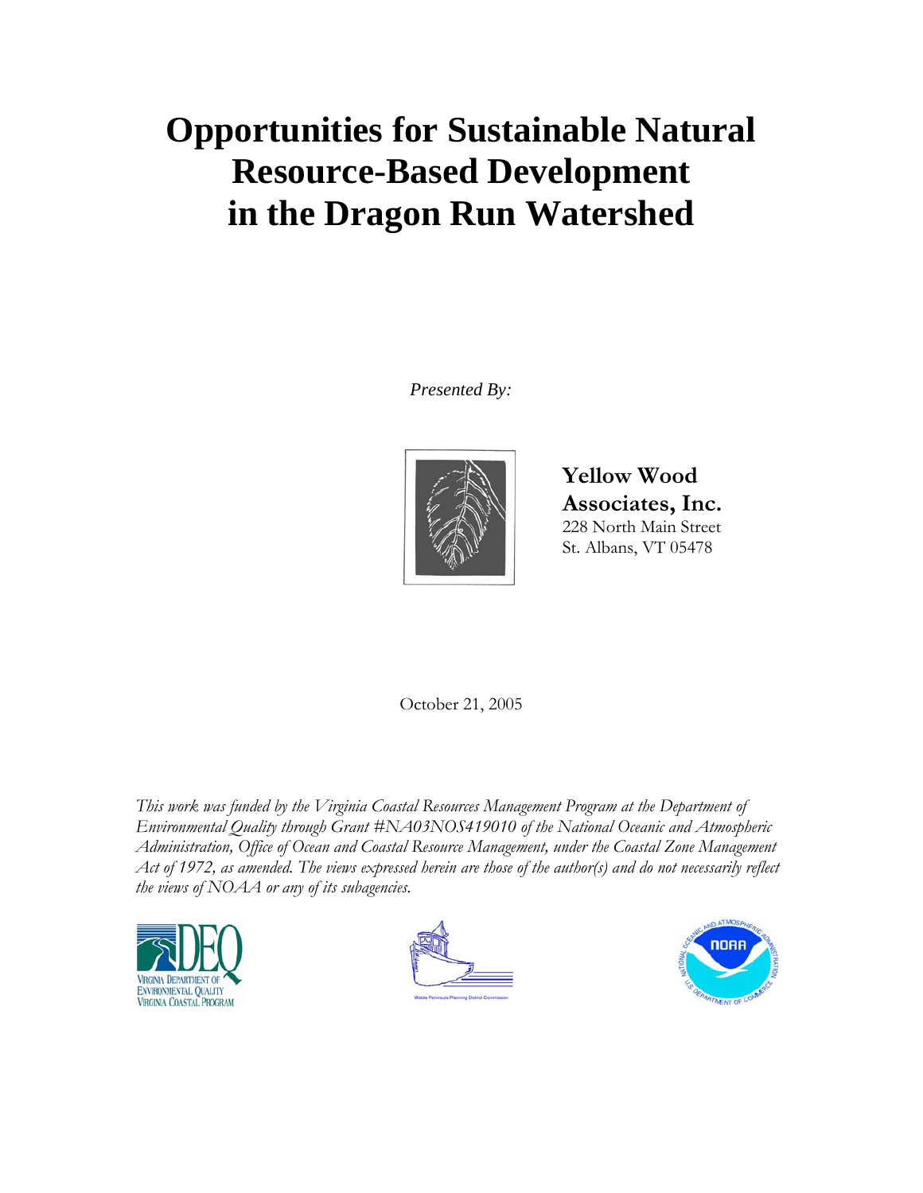# Opportunities for Sustainable Natural Resource-Based Development in the Dragon Run Watershed

*Presented By:*

**Yellow Wood Associates, Inc.**
228 North Main Street
St. Albans, VT 05478

October 21, 2005

*This work was funded by the Virginia Coastal Resources Management Program at the Department of Environmental Quality through Grant #NA03NOS419010 of the National Oceanic and Atmospheric Administration, Office of Ocean and Coastal Resource Management, under the Coastal Zone Management Act of 1972, as amended. The views expressed herein are those of the author(s) and do not necessarily reflect the views of NOAA or any of its subagencies.*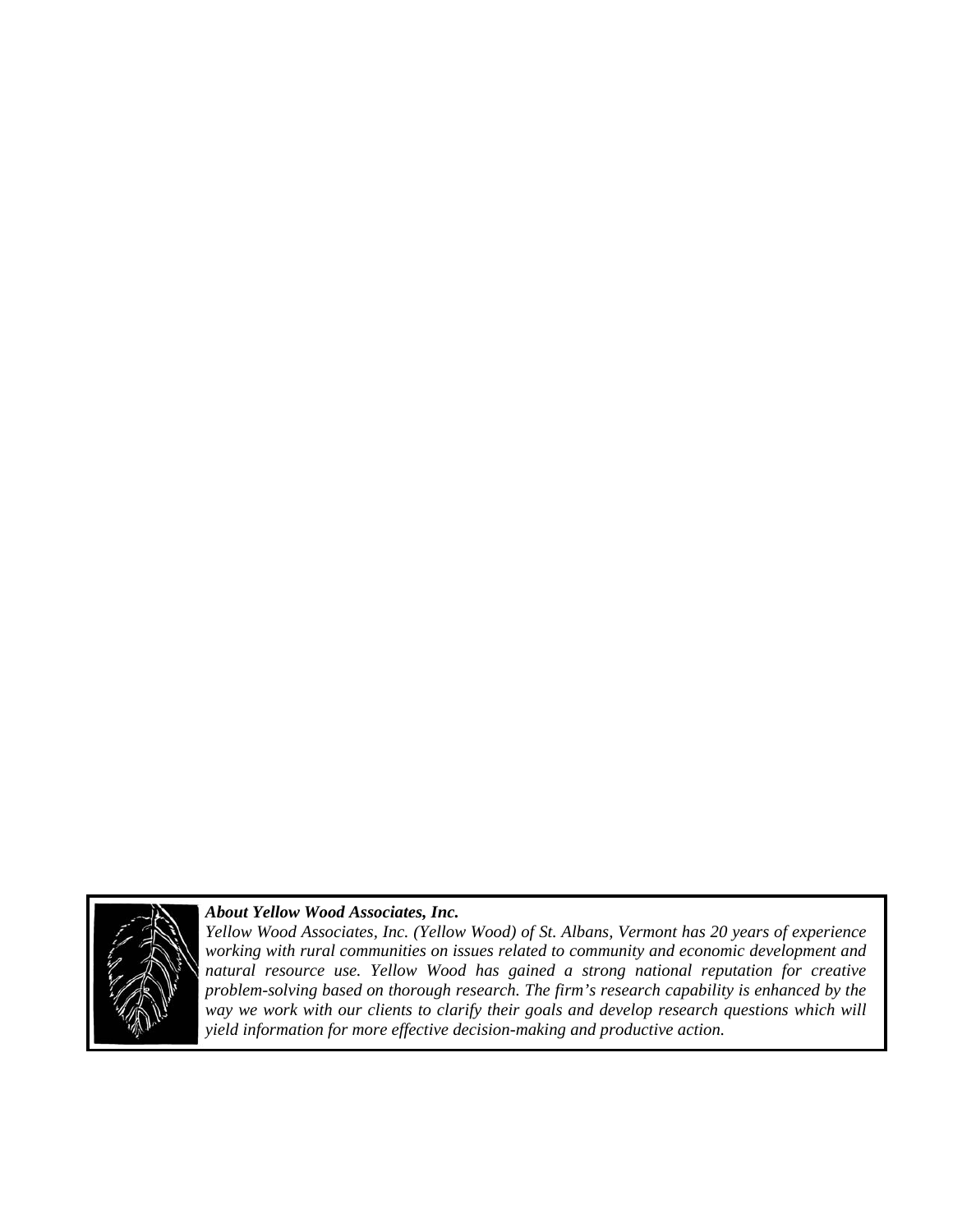***About Yellow Wood Associates, Inc.***

*Yellow Wood Associates, Inc. (Yellow Wood) of St. Albans, Vermont has 20 years of experience working with rural communities on issues related to community and economic development and natural resource use. Yellow Wood has gained a strong national reputation for creative problem-solving based on thorough research. The firm's research capability is enhanced by the way we work with our clients to clarify their goals and develop research questions which will yield information for more effective decision-making and productive action.*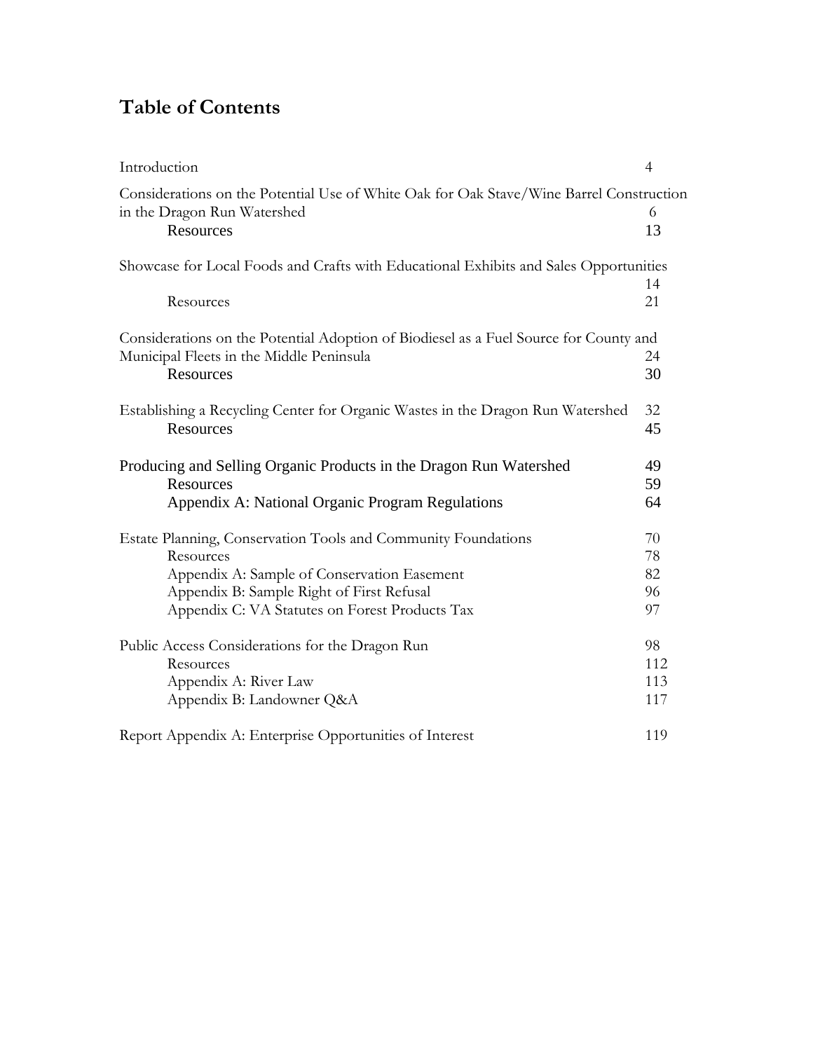# Table of Contents

| | |
|---|---|
| Introduction | 4 |
| Considerations on the Potential Use of White Oak for Oak Stave/Wine Barrel Construction in the Dragon Run Watershed | 6 |
| Resources | 13 |
| Showcase for Local Foods and Crafts with Educational Exhibits and Sales Opportunities | 14 |
| Resources | 21 |
| Considerations on the Potential Adoption of Biodiesel as a Fuel Source for County and Municipal Fleets in the Middle Peninsula | 24 |
| Resources | 30 |
| Establishing a Recycling Center for Organic Wastes in the Dragon Run Watershed | 32 |
| Resources | 45 |
| Producing and Selling Organic Products in the Dragon Run Watershed | 49 |
| Resources | 59 |
| Appendix A: National Organic Program Regulations | 64 |
| Estate Planning, Conservation Tools and Community Foundations | 70 |
| Resources | 78 |
| Appendix A: Sample of Conservation Easement | 82 |
| Appendix B: Sample Right of First Refusal | 96 |
| Appendix C: VA Statutes on Forest Products Tax | 97 |
| Public Access Considerations for the Dragon Run | 98 |
| Resources | 112 |
| Appendix A: River Law | 113 |
| Appendix B: Landowner Q&A | 117 |
| Report Appendix A: Enterprise Opportunities of Interest | 119 |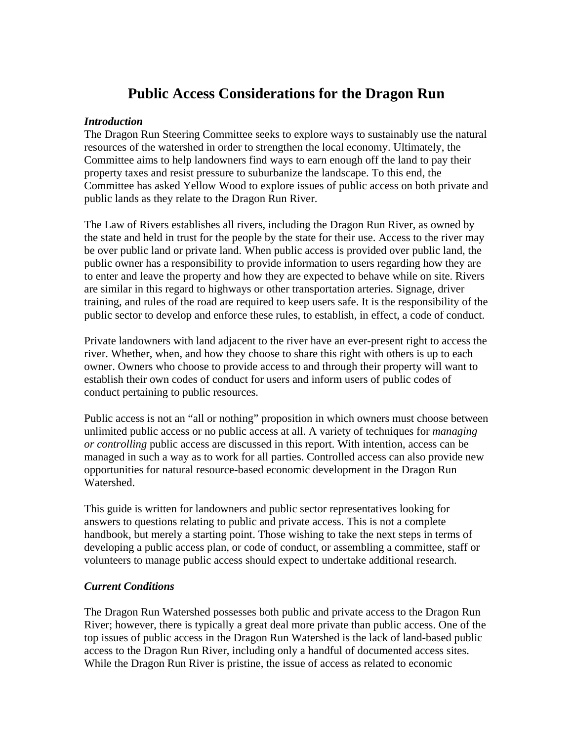# Public Access Considerations for the Dragon Run

***Introduction***

The Dragon Run Steering Committee seeks to explore ways to sustainably use the natural resources of the watershed in order to strengthen the local economy. Ultimately, the Committee aims to help landowners find ways to earn enough off the land to pay their property taxes and resist pressure to suburbanize the landscape. To this end, the Committee has asked Yellow Wood to explore issues of public access on both private and public lands as they relate to the Dragon Run River.

The Law of Rivers establishes all rivers, including the Dragon Run River, as owned by the state and held in trust for the people by the state for their use. Access to the river may be over public land or private land. When public access is provided over public land, the public owner has a responsibility to provide information to users regarding how they are to enter and leave the property and how they are expected to behave while on site. Rivers are similar in this regard to highways or other transportation arteries. Signage, driver training, and rules of the road are required to keep users safe. It is the responsibility of the public sector to develop and enforce these rules, to establish, in effect, a code of conduct.

Private landowners with land adjacent to the river have an ever-present right to access the river. Whether, when, and how they choose to share this right with others is up to each owner. Owners who choose to provide access to and through their property will want to establish their own codes of conduct for users and inform users of public codes of conduct pertaining to public resources.

Public access is not an "all or nothing" proposition in which owners must choose between unlimited public access or no public access at all. A variety of techniques for *managing or controlling* public access are discussed in this report. With intention, access can be managed in such a way as to work for all parties. Controlled access can also provide new opportunities for natural resource-based economic development in the Dragon Run Watershed.

This guide is written for landowners and public sector representatives looking for answers to questions relating to public and private access. This is not a complete handbook, but merely a starting point. Those wishing to take the next steps in terms of developing a public access plan, or code of conduct, or assembling a committee, staff or volunteers to manage public access should expect to undertake additional research.

***Current Conditions***

The Dragon Run Watershed possesses both public and private access to the Dragon Run River; however, there is typically a great deal more private than public access. One of the top issues of public access in the Dragon Run Watershed is the lack of land-based public access to the Dragon Run River, including only a handful of documented access sites. While the Dragon Run River is pristine, the issue of access as related to economic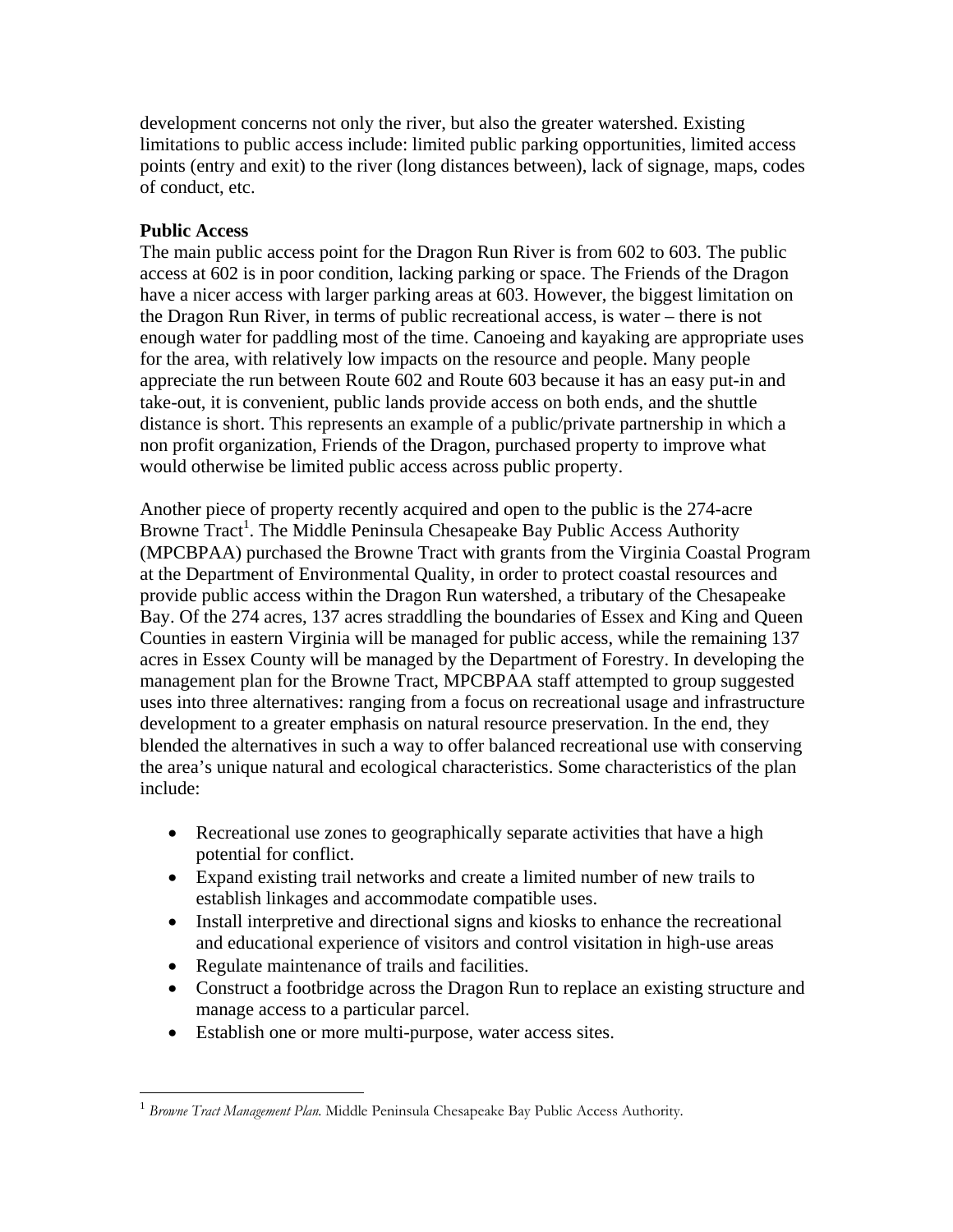development concerns not only the river, but also the greater watershed. Existing limitations to public access include: limited public parking opportunities, limited access points (entry and exit) to the river (long distances between), lack of signage, maps, codes of conduct, etc.

**Public Access**

The main public access point for the Dragon Run River is from 602 to 603. The public access at 602 is in poor condition, lacking parking or space. The Friends of the Dragon have a nicer access with larger parking areas at 603. However, the biggest limitation on the Dragon Run River, in terms of public recreational access, is water – there is not enough water for paddling most of the time. Canoeing and kayaking are appropriate uses for the area, with relatively low impacts on the resource and people. Many people appreciate the run between Route 602 and Route 603 because it has an easy put-in and take-out, it is convenient, public lands provide access on both ends, and the shuttle distance is short. This represents an example of a public/private partnership in which a non profit organization, Friends of the Dragon, purchased property to improve what would otherwise be limited public access across public property.

Another piece of property recently acquired and open to the public is the 274-acre Browne Tract[1]. The Middle Peninsula Chesapeake Bay Public Access Authority (MPCBPAA) purchased the Browne Tract with grants from the Virginia Coastal Program at the Department of Environmental Quality, in order to protect coastal resources and provide public access within the Dragon Run watershed, a tributary of the Chesapeake Bay. Of the 274 acres, 137 acres straddling the boundaries of Essex and King and Queen Counties in eastern Virginia will be managed for public access, while the remaining 137 acres in Essex County will be managed by the Department of Forestry. In developing the management plan for the Browne Tract, MPCBPAA staff attempted to group suggested uses into three alternatives: ranging from a focus on recreational usage and infrastructure development to a greater emphasis on natural resource preservation. In the end, they blended the alternatives in such a way to offer balanced recreational use with conserving the area's unique natural and ecological characteristics. Some characteristics of the plan include:

- Recreational use zones to geographically separate activities that have a high potential for conflict.
- Expand existing trail networks and create a limited number of new trails to establish linkages and accommodate compatible uses.
- Install interpretive and directional signs and kiosks to enhance the recreational and educational experience of visitors and control visitation in high-use areas
- Regulate maintenance of trails and facilities.
- Construct a footbridge across the Dragon Run to replace an existing structure and manage access to a particular parcel.
- Establish one or more multi-purpose, water access sites.

---

[1] *Browne Tract Management Plan.* Middle Peninsula Chesapeake Bay Public Access Authority.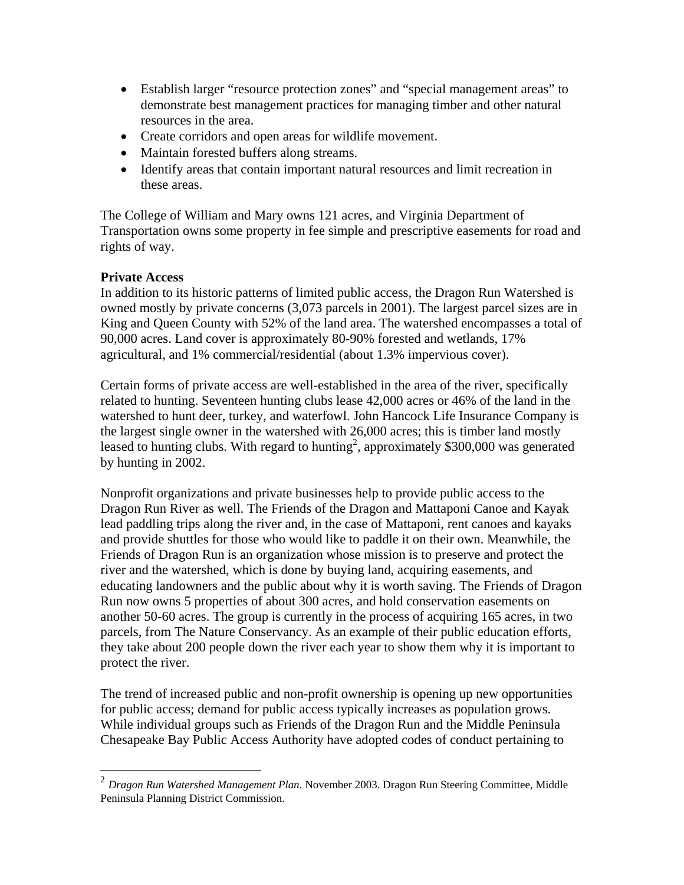- Establish larger "resource protection zones" and "special management areas" to demonstrate best management practices for managing timber and other natural resources in the area.
- Create corridors and open areas for wildlife movement.
- Maintain forested buffers along streams.
- Identify areas that contain important natural resources and limit recreation in these areas.

The College of William and Mary owns 121 acres, and Virginia Department of Transportation owns some property in fee simple and prescriptive easements for road and rights of way.

**Private Access**

In addition to its historic patterns of limited public access, the Dragon Run Watershed is owned mostly by private concerns (3,073 parcels in 2001). The largest parcel sizes are in King and Queen County with 52% of the land area. The watershed encompasses a total of 90,000 acres. Land cover is approximately 80-90% forested and wetlands, 17% agricultural, and 1% commercial/residential (about 1.3% impervious cover).

Certain forms of private access are well-established in the area of the river, specifically related to hunting. Seventeen hunting clubs lease 42,000 acres or 46% of the land in the watershed to hunt deer, turkey, and waterfowl. John Hancock Life Insurance Company is the largest single owner in the watershed with 26,000 acres; this is timber land mostly leased to hunting clubs. With regard to hunting[2], approximately $300,000 was generated by hunting in 2002.

Nonprofit organizations and private businesses help to provide public access to the Dragon Run River as well. The Friends of the Dragon and Mattaponi Canoe and Kayak lead paddling trips along the river and, in the case of Mattaponi, rent canoes and kayaks and provide shuttles for those who would like to paddle it on their own. Meanwhile, the Friends of Dragon Run is an organization whose mission is to preserve and protect the river and the watershed, which is done by buying land, acquiring easements, and educating landowners and the public about why it is worth saving. The Friends of Dragon Run now owns 5 properties of about 300 acres, and hold conservation easements on another 50-60 acres. The group is currently in the process of acquiring 165 acres, in two parcels, from The Nature Conservancy. As an example of their public education efforts, they take about 200 people down the river each year to show them why it is important to protect the river.

The trend of increased public and non-profit ownership is opening up new opportunities for public access; demand for public access typically increases as population grows. While individual groups such as Friends of the Dragon Run and the Middle Peninsula Chesapeake Bay Public Access Authority have adopted codes of conduct pertaining to

---

[2] *Dragon Run Watershed Management Plan*. November 2003. Dragon Run Steering Committee, Middle Peninsula Planning District Commission.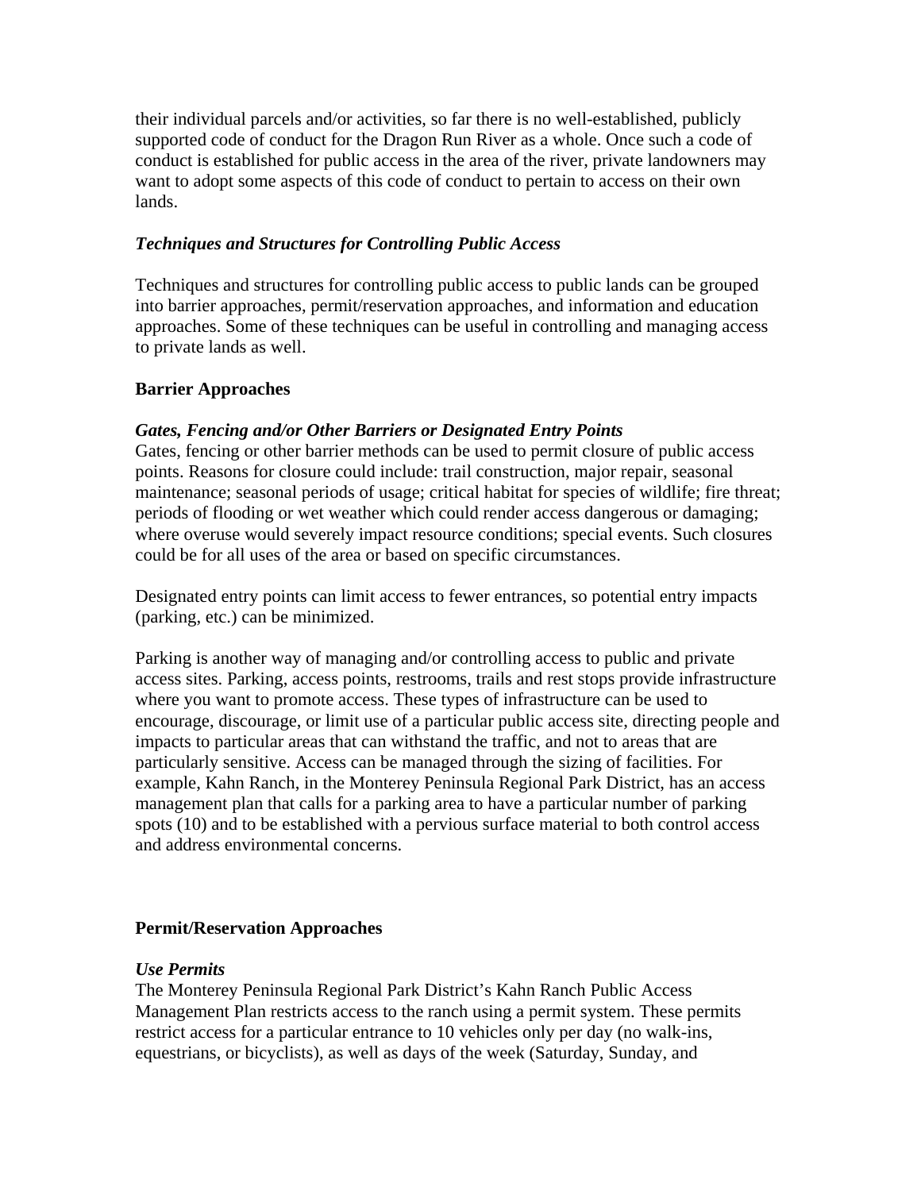their individual parcels and/or activities, so far there is no well-established, publicly supported code of conduct for the Dragon Run River as a whole. Once such a code of conduct is established for public access in the area of the river, private landowners may want to adopt some aspects of this code of conduct to pertain to access on their own lands.

***Techniques and Structures for Controlling Public Access***

Techniques and structures for controlling public access to public lands can be grouped into barrier approaches, permit/reservation approaches, and information and education approaches. Some of these techniques can be useful in controlling and managing access to private lands as well.

**Barrier Approaches**

***Gates, Fencing and/or Other Barriers or Designated Entry Points***

Gates, fencing or other barrier methods can be used to permit closure of public access points. Reasons for closure could include: trail construction, major repair, seasonal maintenance; seasonal periods of usage; critical habitat for species of wildlife; fire threat; periods of flooding or wet weather which could render access dangerous or damaging; where overuse would severely impact resource conditions; special events. Such closures could be for all uses of the area or based on specific circumstances.

Designated entry points can limit access to fewer entrances, so potential entry impacts (parking, etc.) can be minimized.

Parking is another way of managing and/or controlling access to public and private access sites. Parking, access points, restrooms, trails and rest stops provide infrastructure where you want to promote access. These types of infrastructure can be used to encourage, discourage, or limit use of a particular public access site, directing people and impacts to particular areas that can withstand the traffic, and not to areas that are particularly sensitive. Access can be managed through the sizing of facilities. For example, Kahn Ranch, in the Monterey Peninsula Regional Park District, has an access management plan that calls for a parking area to have a particular number of parking spots (10) and to be established with a pervious surface material to both control access and address environmental concerns.

**Permit/Reservation Approaches**

***Use Permits***

The Monterey Peninsula Regional Park District's Kahn Ranch Public Access Management Plan restricts access to the ranch using a permit system. These permits restrict access for a particular entrance to 10 vehicles only per day (no walk-ins, equestrians, or bicyclists), as well as days of the week (Saturday, Sunday, and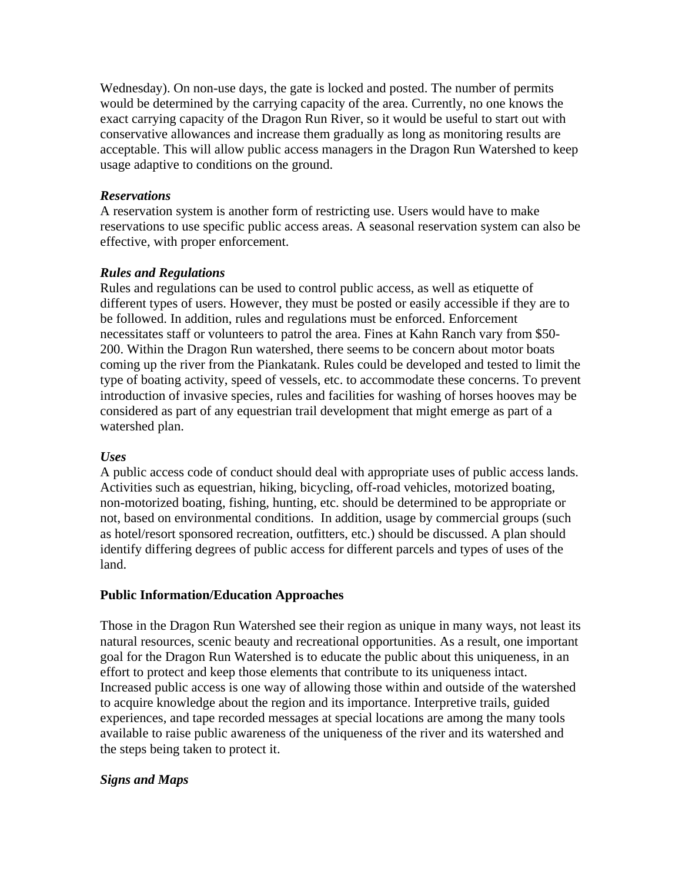Wednesday). On non-use days, the gate is locked and posted. The number of permits would be determined by the carrying capacity of the area. Currently, no one knows the exact carrying capacity of the Dragon Run River, so it would be useful to start out with conservative allowances and increase them gradually as long as monitoring results are acceptable. This will allow public access managers in the Dragon Run Watershed to keep usage adaptive to conditions on the ground.

***Reservations***
A reservation system is another form of restricting use. Users would have to make reservations to use specific public access areas. A seasonal reservation system can also be effective, with proper enforcement.

***Rules and Regulations***
Rules and regulations can be used to control public access, as well as etiquette of different types of users. However, they must be posted or easily accessible if they are to be followed. In addition, rules and regulations must be enforced. Enforcement necessitates staff or volunteers to patrol the area. Fines at Kahn Ranch vary from $50-200. Within the Dragon Run watershed, there seems to be concern about motor boats coming up the river from the Piankatank. Rules could be developed and tested to limit the type of boating activity, speed of vessels, etc. to accommodate these concerns. To prevent introduction of invasive species, rules and facilities for washing of horses hooves may be considered as part of any equestrian trail development that might emerge as part of a watershed plan.

***Uses***
A public access code of conduct should deal with appropriate uses of public access lands. Activities such as equestrian, hiking, bicycling, off-road vehicles, motorized boating, non-motorized boating, fishing, hunting, etc. should be determined to be appropriate or not, based on environmental conditions. In addition, usage by commercial groups (such as hotel/resort sponsored recreation, outfitters, etc.) should be discussed. A plan should identify differing degrees of public access for different parcels and types of uses of the land.

**Public Information/Education Approaches**

Those in the Dragon Run Watershed see their region as unique in many ways, not least its natural resources, scenic beauty and recreational opportunities. As a result, one important goal for the Dragon Run Watershed is to educate the public about this uniqueness, in an effort to protect and keep those elements that contribute to its uniqueness intact. Increased public access is one way of allowing those within and outside of the watershed to acquire knowledge about the region and its importance. Interpretive trails, guided experiences, and tape recorded messages at special locations are among the many tools available to raise public awareness of the uniqueness of the river and its watershed and the steps being taken to protect it.

***Signs and Maps***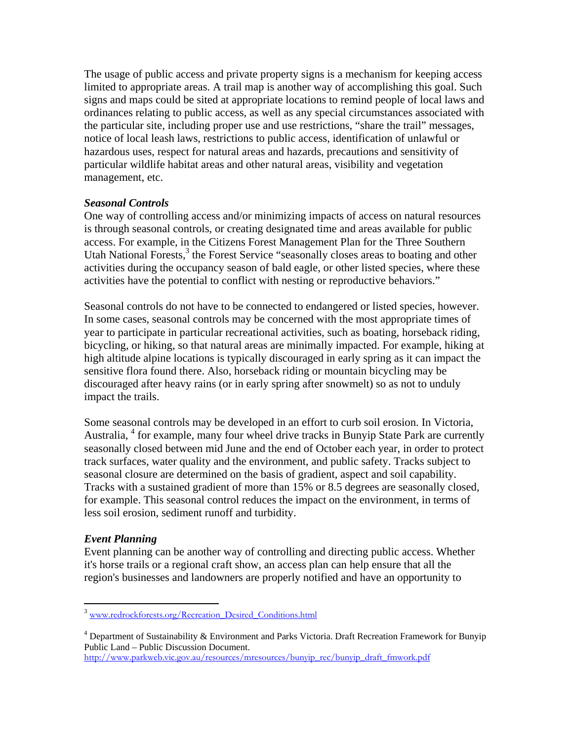The usage of public access and private property signs is a mechanism for keeping access limited to appropriate areas. A trail map is another way of accomplishing this goal. Such signs and maps could be sited at appropriate locations to remind people of local laws and ordinances relating to public access, as well as any special circumstances associated with the particular site, including proper use and use restrictions, "share the trail" messages, notice of local leash laws, restrictions to public access, identification of unlawful or hazardous uses, respect for natural areas and hazards, precautions and sensitivity of particular wildlife habitat areas and other natural areas, visibility and vegetation management, etc.

***Seasonal Controls***

One way of controlling access and/or minimizing impacts of access on natural resources is through seasonal controls, or creating designated time and areas available for public access. For example, in the Citizens Forest Management Plan for the Three Southern Utah National Forests,[3] the Forest Service "seasonally closes areas to boating and other activities during the occupancy season of bald eagle, or other listed species, where these activities have the potential to conflict with nesting or reproductive behaviors."

Seasonal controls do not have to be connected to endangered or listed species, however. In some cases, seasonal controls may be concerned with the most appropriate times of year to participate in particular recreational activities, such as boating, horseback riding, bicycling, or hiking, so that natural areas are minimally impacted. For example, hiking at high altitude alpine locations is typically discouraged in early spring as it can impact the sensitive flora found there. Also, horseback riding or mountain bicycling may be discouraged after heavy rains (or in early spring after snowmelt) so as not to unduly impact the trails.

Some seasonal controls may be developed in an effort to curb soil erosion. In Victoria, Australia, [4] for example, many four wheel drive tracks in Bunyip State Park are currently seasonally closed between mid June and the end of October each year, in order to protect track surfaces, water quality and the environment, and public safety. Tracks subject to seasonal closure are determined on the basis of gradient, aspect and soil capability. Tracks with a sustained gradient of more than 15% or 8.5 degrees are seasonally closed, for example. This seasonal control reduces the impact on the environment, in terms of less soil erosion, sediment runoff and turbidity.

***Event Planning***

Event planning can be another way of controlling and directing public access. Whether it's horse trails or a regional craft show, an access plan can help ensure that all the region's businesses and landowners are properly notified and have an opportunity to

---

[3] www.redrockforests.org/Recreation_Desired_Conditions.html

[4] Department of Sustainability & Environment and Parks Victoria. Draft Recreation Framework for Bunyip Public Land – Public Discussion Document. http://www.parkweb.vic.gov.au/resources/mresources/bunyip_rec/bunyip_draft_fmwork.pdf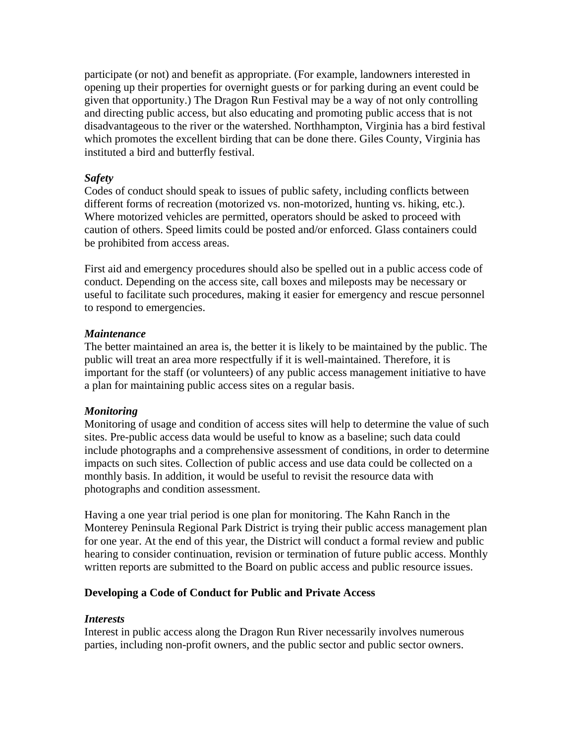participate (or not) and benefit as appropriate. (For example, landowners interested in opening up their properties for overnight guests or for parking during an event could be given that opportunity.) The Dragon Run Festival may be a way of not only controlling and directing public access, but also educating and promoting public access that is not disadvantageous to the river or the watershed. Northhampton, Virginia has a bird festival which promotes the excellent birding that can be done there. Giles County, Virginia has instituted a bird and butterfly festival.

***Safety***

Codes of conduct should speak to issues of public safety, including conflicts between different forms of recreation (motorized vs. non-motorized, hunting vs. hiking, etc.). Where motorized vehicles are permitted, operators should be asked to proceed with caution of others. Speed limits could be posted and/or enforced. Glass containers could be prohibited from access areas.

First aid and emergency procedures should also be spelled out in a public access code of conduct. Depending on the access site, call boxes and mileposts may be necessary or useful to facilitate such procedures, making it easier for emergency and rescue personnel to respond to emergencies.

***Maintenance***

The better maintained an area is, the better it is likely to be maintained by the public. The public will treat an area more respectfully if it is well-maintained. Therefore, it is important for the staff (or volunteers) of any public access management initiative to have a plan for maintaining public access sites on a regular basis.

***Monitoring***

Monitoring of usage and condition of access sites will help to determine the value of such sites. Pre-public access data would be useful to know as a baseline; such data could include photographs and a comprehensive assessment of conditions, in order to determine impacts on such sites. Collection of public access and use data could be collected on a monthly basis. In addition, it would be useful to revisit the resource data with photographs and condition assessment.

Having a one year trial period is one plan for monitoring. The Kahn Ranch in the Monterey Peninsula Regional Park District is trying their public access management plan for one year. At the end of this year, the District will conduct a formal review and public hearing to consider continuation, revision or termination of future public access. Monthly written reports are submitted to the Board on public access and public resource issues.

**Developing a Code of Conduct for Public and Private Access**

***Interests***

Interest in public access along the Dragon Run River necessarily involves numerous parties, including non-profit owners, and the public sector and public sector owners.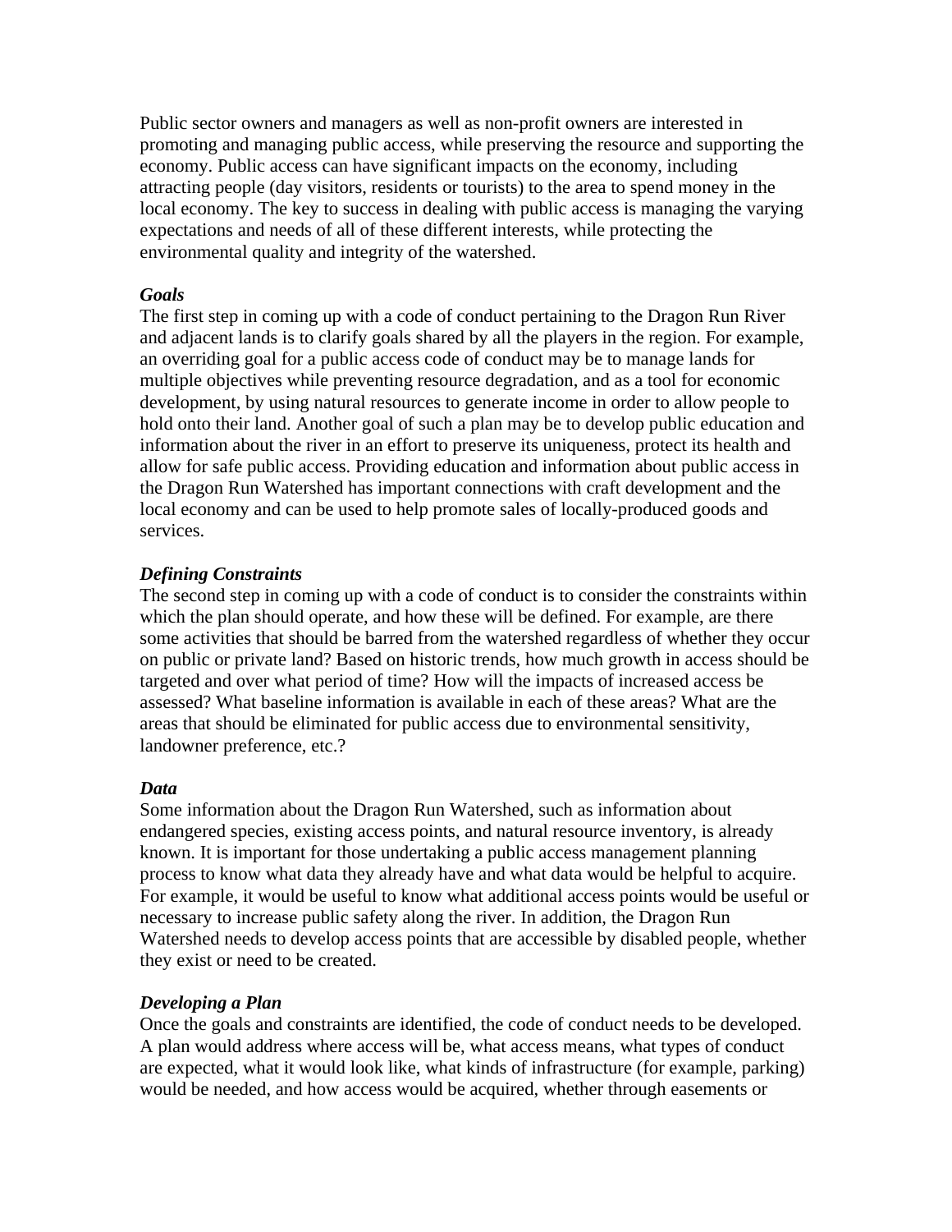Public sector owners and managers as well as non-profit owners are interested in promoting and managing public access, while preserving the resource and supporting the economy. Public access can have significant impacts on the economy, including attracting people (day visitors, residents or tourists) to the area to spend money in the local economy. The key to success in dealing with public access is managing the varying expectations and needs of all of these different interests, while protecting the environmental quality and integrity of the watershed.

***Goals***

The first step in coming up with a code of conduct pertaining to the Dragon Run River and adjacent lands is to clarify goals shared by all the players in the region. For example, an overriding goal for a public access code of conduct may be to manage lands for multiple objectives while preventing resource degradation, and as a tool for economic development, by using natural resources to generate income in order to allow people to hold onto their land. Another goal of such a plan may be to develop public education and information about the river in an effort to preserve its uniqueness, protect its health and allow for safe public access. Providing education and information about public access in the Dragon Run Watershed has important connections with craft development and the local economy and can be used to help promote sales of locally-produced goods and services.

***Defining Constraints***

The second step in coming up with a code of conduct is to consider the constraints within which the plan should operate, and how these will be defined. For example, are there some activities that should be barred from the watershed regardless of whether they occur on public or private land? Based on historic trends, how much growth in access should be targeted and over what period of time? How will the impacts of increased access be assessed? What baseline information is available in each of these areas? What are the areas that should be eliminated for public access due to environmental sensitivity, landowner preference, etc.?

***Data***

Some information about the Dragon Run Watershed, such as information about endangered species, existing access points, and natural resource inventory, is already known. It is important for those undertaking a public access management planning process to know what data they already have and what data would be helpful to acquire. For example, it would be useful to know what additional access points would be useful or necessary to increase public safety along the river. In addition, the Dragon Run Watershed needs to develop access points that are accessible by disabled people, whether they exist or need to be created.

***Developing a Plan***

Once the goals and constraints are identified, the code of conduct needs to be developed. A plan would address where access will be, what access means, what types of conduct are expected, what it would look like, what kinds of infrastructure (for example, parking) would be needed, and how access would be acquired, whether through easements or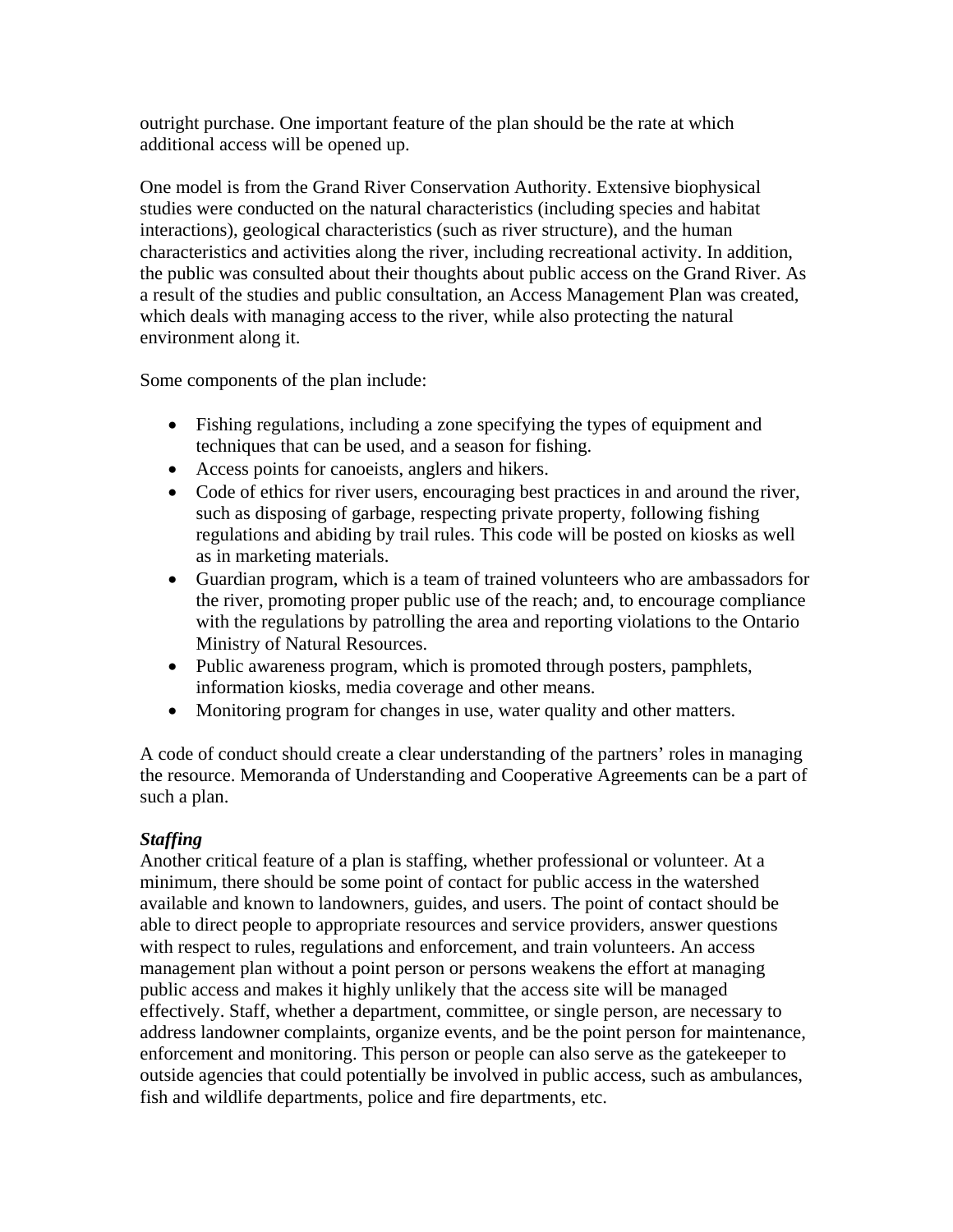outright purchase. One important feature of the plan should be the rate at which additional access will be opened up.

One model is from the Grand River Conservation Authority. Extensive biophysical studies were conducted on the natural characteristics (including species and habitat interactions), geological characteristics (such as river structure), and the human characteristics and activities along the river, including recreational activity. In addition, the public was consulted about their thoughts about public access on the Grand River. As a result of the studies and public consultation, an Access Management Plan was created, which deals with managing access to the river, while also protecting the natural environment along it.

Some components of the plan include:

- Fishing regulations, including a zone specifying the types of equipment and techniques that can be used, and a season for fishing.
- Access points for canoeists, anglers and hikers.
- Code of ethics for river users, encouraging best practices in and around the river, such as disposing of garbage, respecting private property, following fishing regulations and abiding by trail rules. This code will be posted on kiosks as well as in marketing materials.
- Guardian program, which is a team of trained volunteers who are ambassadors for the river, promoting proper public use of the reach; and, to encourage compliance with the regulations by patrolling the area and reporting violations to the Ontario Ministry of Natural Resources.
- Public awareness program, which is promoted through posters, pamphlets, information kiosks, media coverage and other means.
- Monitoring program for changes in use, water quality and other matters.

A code of conduct should create a clear understanding of the partners' roles in managing the resource. Memoranda of Understanding and Cooperative Agreements can be a part of such a plan.

***Staffing***

Another critical feature of a plan is staffing, whether professional or volunteer. At a minimum, there should be some point of contact for public access in the watershed available and known to landowners, guides, and users. The point of contact should be able to direct people to appropriate resources and service providers, answer questions with respect to rules, regulations and enforcement, and train volunteers. An access management plan without a point person or persons weakens the effort at managing public access and makes it highly unlikely that the access site will be managed effectively. Staff, whether a department, committee, or single person, are necessary to address landowner complaints, organize events, and be the point person for maintenance, enforcement and monitoring. This person or people can also serve as the gatekeeper to outside agencies that could potentially be involved in public access, such as ambulances, fish and wildlife departments, police and fire departments, etc.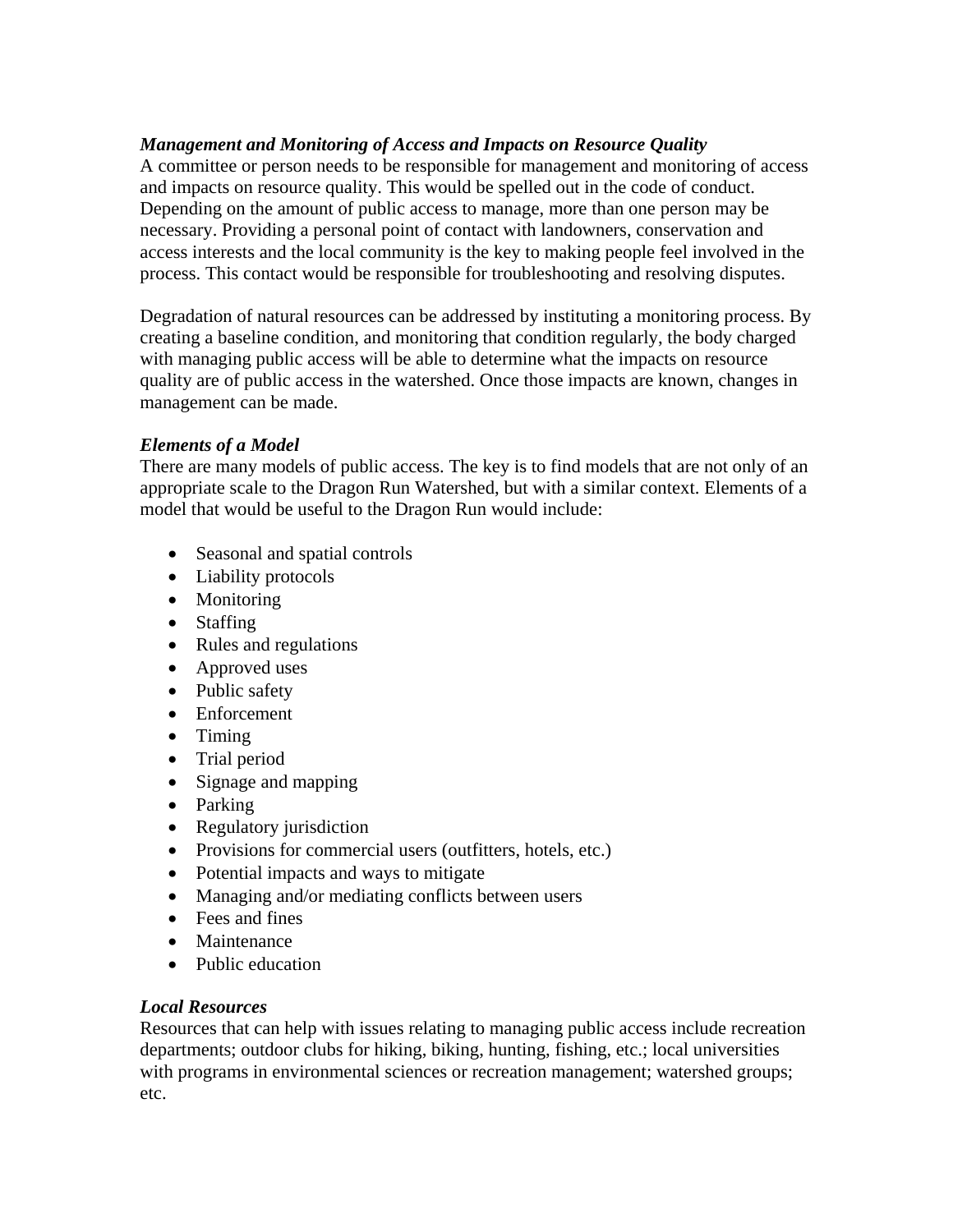### *Management and Monitoring of Access and Impacts on Resource Quality*

A committee or person needs to be responsible for management and monitoring of access and impacts on resource quality. This would be spelled out in the code of conduct. Depending on the amount of public access to manage, more than one person may be necessary. Providing a personal point of contact with landowners, conservation and access interests and the local community is the key to making people feel involved in the process. This contact would be responsible for troubleshooting and resolving disputes.

Degradation of natural resources can be addressed by instituting a monitoring process. By creating a baseline condition, and monitoring that condition regularly, the body charged with managing public access will be able to determine what the impacts on resource quality are of public access in the watershed. Once those impacts are known, changes in management can be made.

### *Elements of a Model*

There are many models of public access. The key is to find models that are not only of an appropriate scale to the Dragon Run Watershed, but with a similar context. Elements of a model that would be useful to the Dragon Run would include:

- Seasonal and spatial controls
- Liability protocols
- Monitoring
- Staffing
- Rules and regulations
- Approved uses
- Public safety
- Enforcement
- Timing
- Trial period
- Signage and mapping
- Parking
- Regulatory jurisdiction
- Provisions for commercial users (outfitters, hotels, etc.)
- Potential impacts and ways to mitigate
- Managing and/or mediating conflicts between users
- Fees and fines
- Maintenance
- Public education

### *Local Resources*

Resources that can help with issues relating to managing public access include recreation departments; outdoor clubs for hiking, biking, hunting, fishing, etc.; local universities with programs in environmental sciences or recreation management; watershed groups; etc.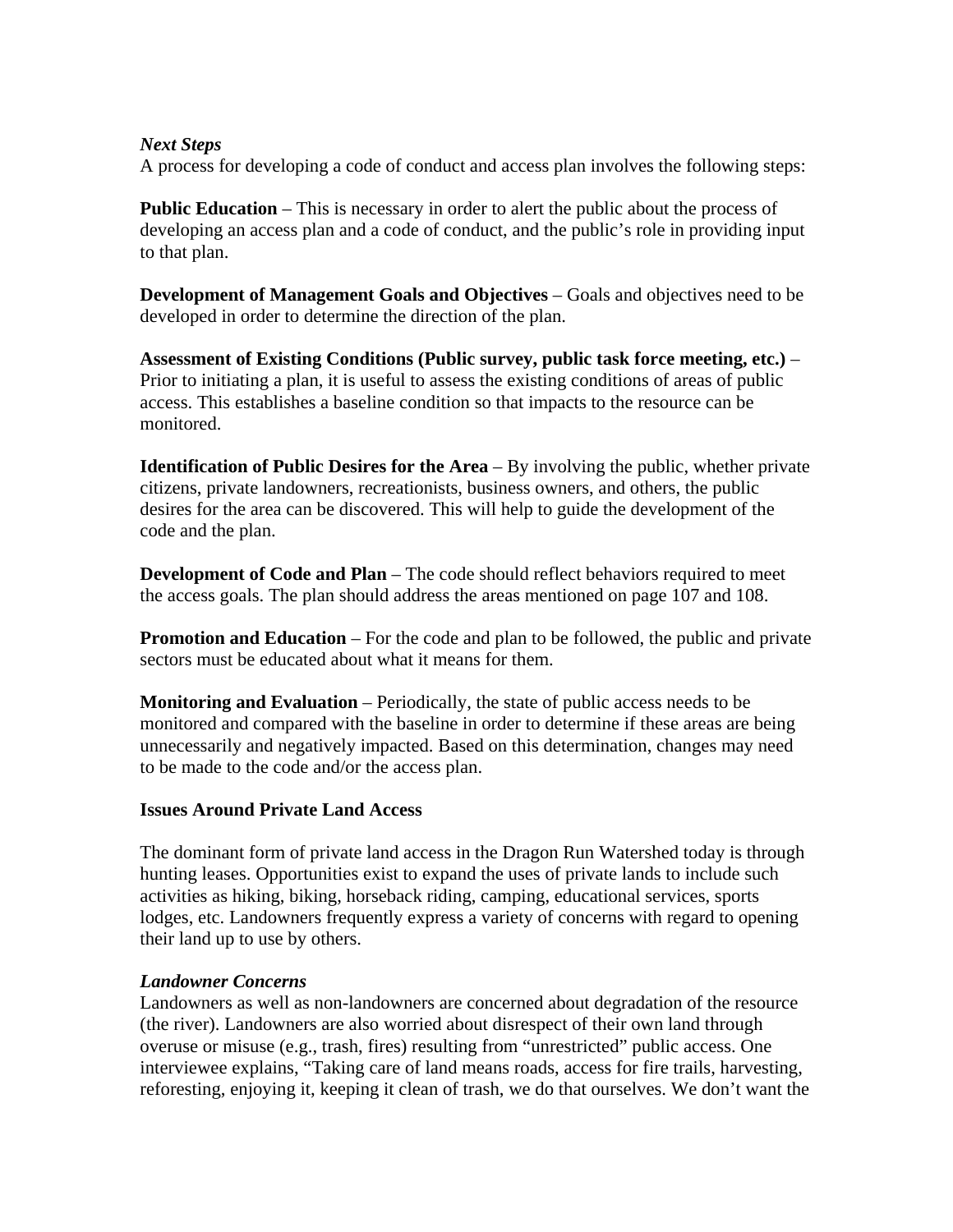### *Next Steps*

A process for developing a code of conduct and access plan involves the following steps:

**Public Education** – This is necessary in order to alert the public about the process of developing an access plan and a code of conduct, and the public's role in providing input to that plan.

**Development of Management Goals and Objectives** – Goals and objectives need to be developed in order to determine the direction of the plan.

**Assessment of Existing Conditions (Public survey, public task force meeting, etc.)** – Prior to initiating a plan, it is useful to assess the existing conditions of areas of public access. This establishes a baseline condition so that impacts to the resource can be monitored.

**Identification of Public Desires for the Area** – By involving the public, whether private citizens, private landowners, recreationists, business owners, and others, the public desires for the area can be discovered. This will help to guide the development of the code and the plan.

**Development of Code and Plan** – The code should reflect behaviors required to meet the access goals. The plan should address the areas mentioned on page 107 and 108.

**Promotion and Education** – For the code and plan to be followed, the public and private sectors must be educated about what it means for them.

**Monitoring and Evaluation** – Periodically, the state of public access needs to be monitored and compared with the baseline in order to determine if these areas are being unnecessarily and negatively impacted. Based on this determination, changes may need to be made to the code and/or the access plan.

## Issues Around Private Land Access

The dominant form of private land access in the Dragon Run Watershed today is through hunting leases. Opportunities exist to expand the uses of private lands to include such activities as hiking, biking, horseback riding, camping, educational services, sports lodges, etc. Landowners frequently express a variety of concerns with regard to opening their land up to use by others.

### *Landowner Concerns*

Landowners as well as non-landowners are concerned about degradation of the resource (the river). Landowners are also worried about disrespect of their own land through overuse or misuse (e.g., trash, fires) resulting from "unrestricted" public access. One interviewee explains, "Taking care of land means roads, access for fire trails, harvesting, reforesting, enjoying it, keeping it clean of trash, we do that ourselves. We don't want the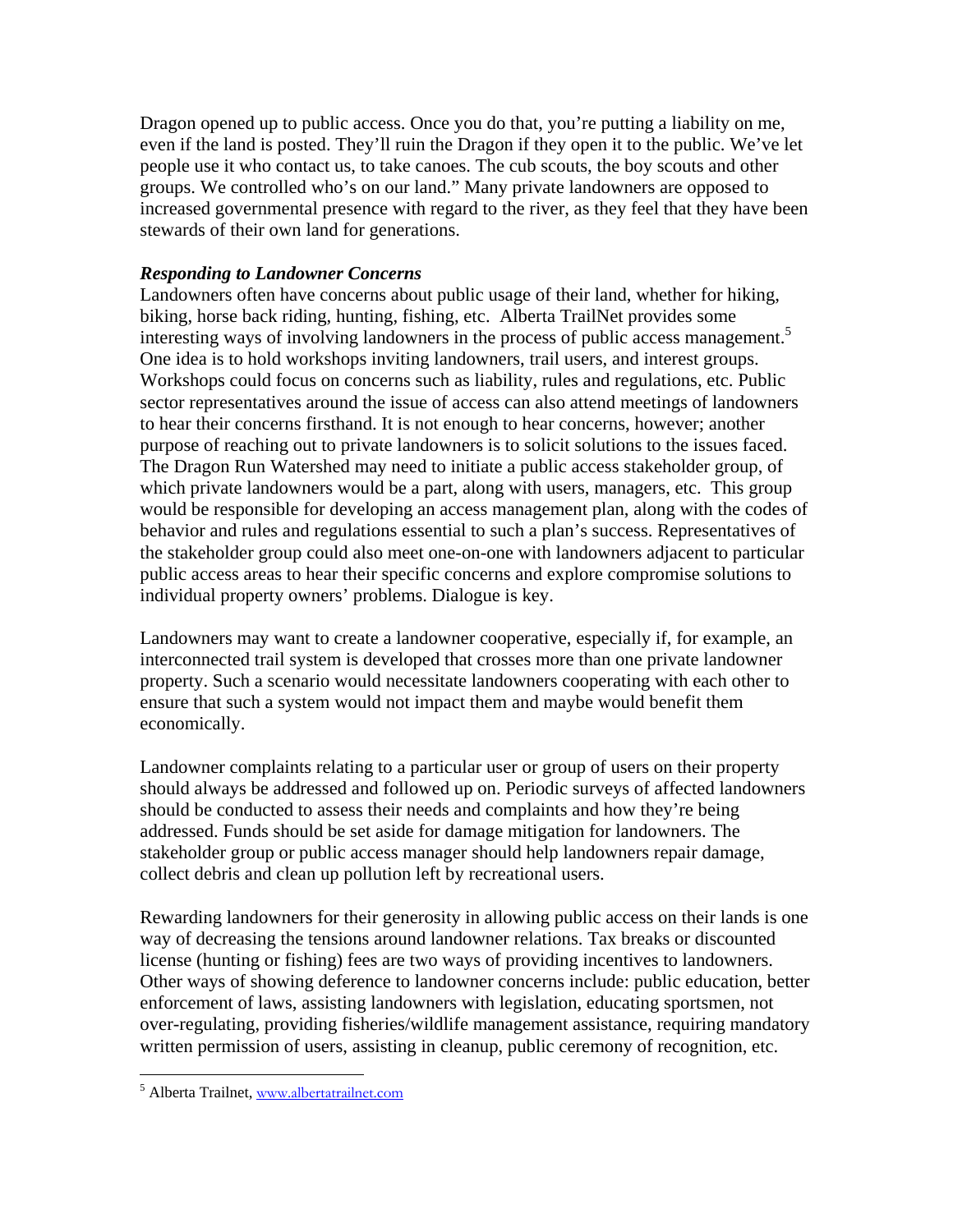Dragon opened up to public access. Once you do that, you're putting a liability on me, even if the land is posted. They'll ruin the Dragon if they open it to the public. We've let people use it who contact us, to take canoes. The cub scouts, the boy scouts and other groups. We controlled who's on our land." Many private landowners are opposed to increased governmental presence with regard to the river, as they feel that they have been stewards of their own land for generations.

***Responding to Landowner Concerns***

Landowners often have concerns about public usage of their land, whether for hiking, biking, horse back riding, hunting, fishing, etc. Alberta TrailNet provides some interesting ways of involving landowners in the process of public access management.[5] One idea is to hold workshops inviting landowners, trail users, and interest groups. Workshops could focus on concerns such as liability, rules and regulations, etc. Public sector representatives around the issue of access can also attend meetings of landowners to hear their concerns firsthand. It is not enough to hear concerns, however; another purpose of reaching out to private landowners is to solicit solutions to the issues faced. The Dragon Run Watershed may need to initiate a public access stakeholder group, of which private landowners would be a part, along with users, managers, etc. This group would be responsible for developing an access management plan, along with the codes of behavior and rules and regulations essential to such a plan's success. Representatives of the stakeholder group could also meet one-on-one with landowners adjacent to particular public access areas to hear their specific concerns and explore compromise solutions to individual property owners' problems. Dialogue is key.

Landowners may want to create a landowner cooperative, especially if, for example, an interconnected trail system is developed that crosses more than one private landowner property. Such a scenario would necessitate landowners cooperating with each other to ensure that such a system would not impact them and maybe would benefit them economically.

Landowner complaints relating to a particular user or group of users on their property should always be addressed and followed up on. Periodic surveys of affected landowners should be conducted to assess their needs and complaints and how they're being addressed. Funds should be set aside for damage mitigation for landowners. The stakeholder group or public access manager should help landowners repair damage, collect debris and clean up pollution left by recreational users.

Rewarding landowners for their generosity in allowing public access on their lands is one way of decreasing the tensions around landowner relations. Tax breaks or discounted license (hunting or fishing) fees are two ways of providing incentives to landowners. Other ways of showing deference to landowner concerns include: public education, better enforcement of laws, assisting landowners with legislation, educating sportsmen, not over-regulating, providing fisheries/wildlife management assistance, requiring mandatory written permission of users, assisting in cleanup, public ceremony of recognition, etc.

---

[5] Alberta Trailnet, www.albertatrailnet.com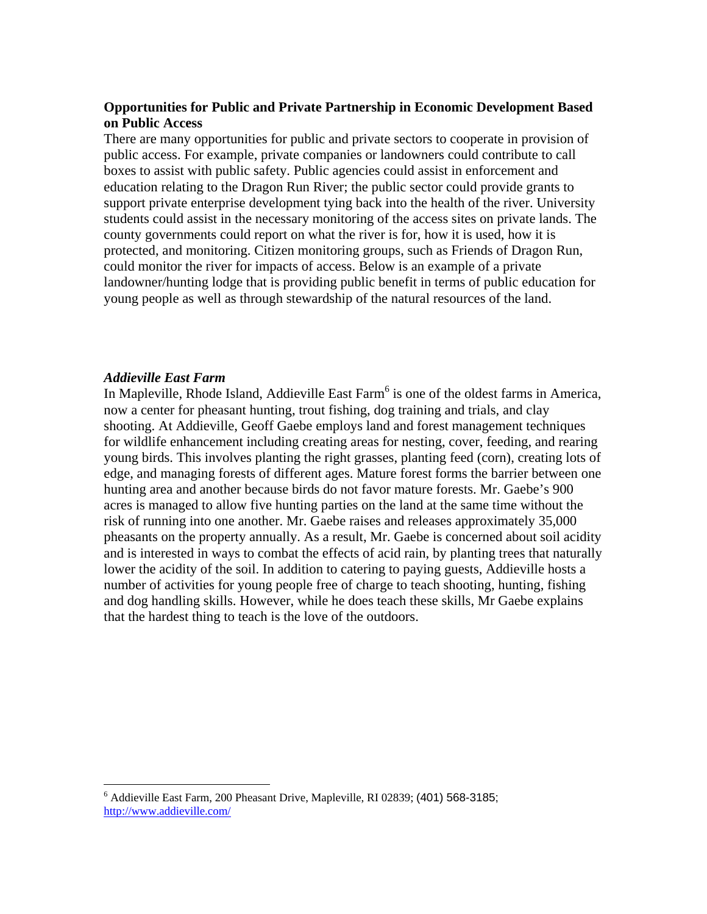**Opportunities for Public and Private Partnership in Economic Development Based on Public Access**

There are many opportunities for public and private sectors to cooperate in provision of public access. For example, private companies or landowners could contribute to call boxes to assist with public safety. Public agencies could assist in enforcement and education relating to the Dragon Run River; the public sector could provide grants to support private enterprise development tying back into the health of the river. University students could assist in the necessary monitoring of the access sites on private lands. The county governments could report on what the river is for, how it is used, how it is protected, and monitoring. Citizen monitoring groups, such as Friends of Dragon Run, could monitor the river for impacts of access. Below is an example of a private landowner/hunting lodge that is providing public benefit in terms of public education for young people as well as through stewardship of the natural resources of the land.

***Addieville East Farm***

In Mapleville, Rhode Island, Addieville East Farm[6] is one of the oldest farms in America, now a center for pheasant hunting, trout fishing, dog training and trials, and clay shooting. At Addieville, Geoff Gaebe employs land and forest management techniques for wildlife enhancement including creating areas for nesting, cover, feeding, and rearing young birds. This involves planting the right grasses, planting feed (corn), creating lots of edge, and managing forests of different ages. Mature forest forms the barrier between one hunting area and another because birds do not favor mature forests. Mr. Gaebe's 900 acres is managed to allow five hunting parties on the land at the same time without the risk of running into one another. Mr. Gaebe raises and releases approximately 35,000 pheasants on the property annually. As a result, Mr. Gaebe is concerned about soil acidity and is interested in ways to combat the effects of acid rain, by planting trees that naturally lower the acidity of the soil. In addition to catering to paying guests, Addieville hosts a number of activities for young people free of charge to teach shooting, hunting, fishing and dog handling skills. However, while he does teach these skills, Mr Gaebe explains that the hardest thing to teach is the love of the outdoors.

---

[6] Addieville East Farm, 200 Pheasant Drive, Mapleville, RI 02839; (401) 568-3185; http://www.addieville.com/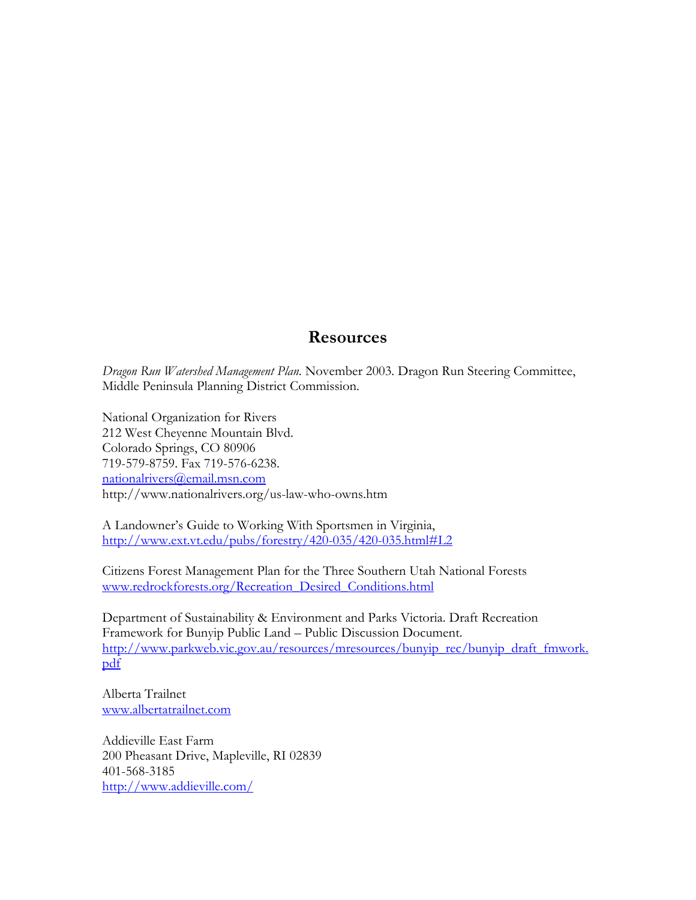## Resources

*Dragon Run Watershed Management Plan*. November 2003. Dragon Run Steering Committee, Middle Peninsula Planning District Commission.

National Organization for Rivers
212 West Cheyenne Mountain Blvd.
Colorado Springs, CO 80906
719-579-8759. Fax 719-576-6238.
nationalrivers@email.msn.com
http://www.nationalrivers.org/us-law-who-owns.htm

A Landowner's Guide to Working With Sportsmen in Virginia,
http://www.ext.vt.edu/pubs/forestry/420-035/420-035.html#L2

Citizens Forest Management Plan for the Three Southern Utah National Forests
www.redrockforests.org/Recreation_Desired_Conditions.html

Department of Sustainability & Environment and Parks Victoria. Draft Recreation Framework for Bunyip Public Land – Public Discussion Document.
http://www.parkweb.vic.gov.au/resources/mresources/bunyip_rec/bunyip_draft_fmwork.pdf

Alberta Trailnet
www.albertatrailnet.com

Addieville East Farm
200 Pheasant Drive, Mapleville, RI 02839
401-568-3185
http://www.addieville.com/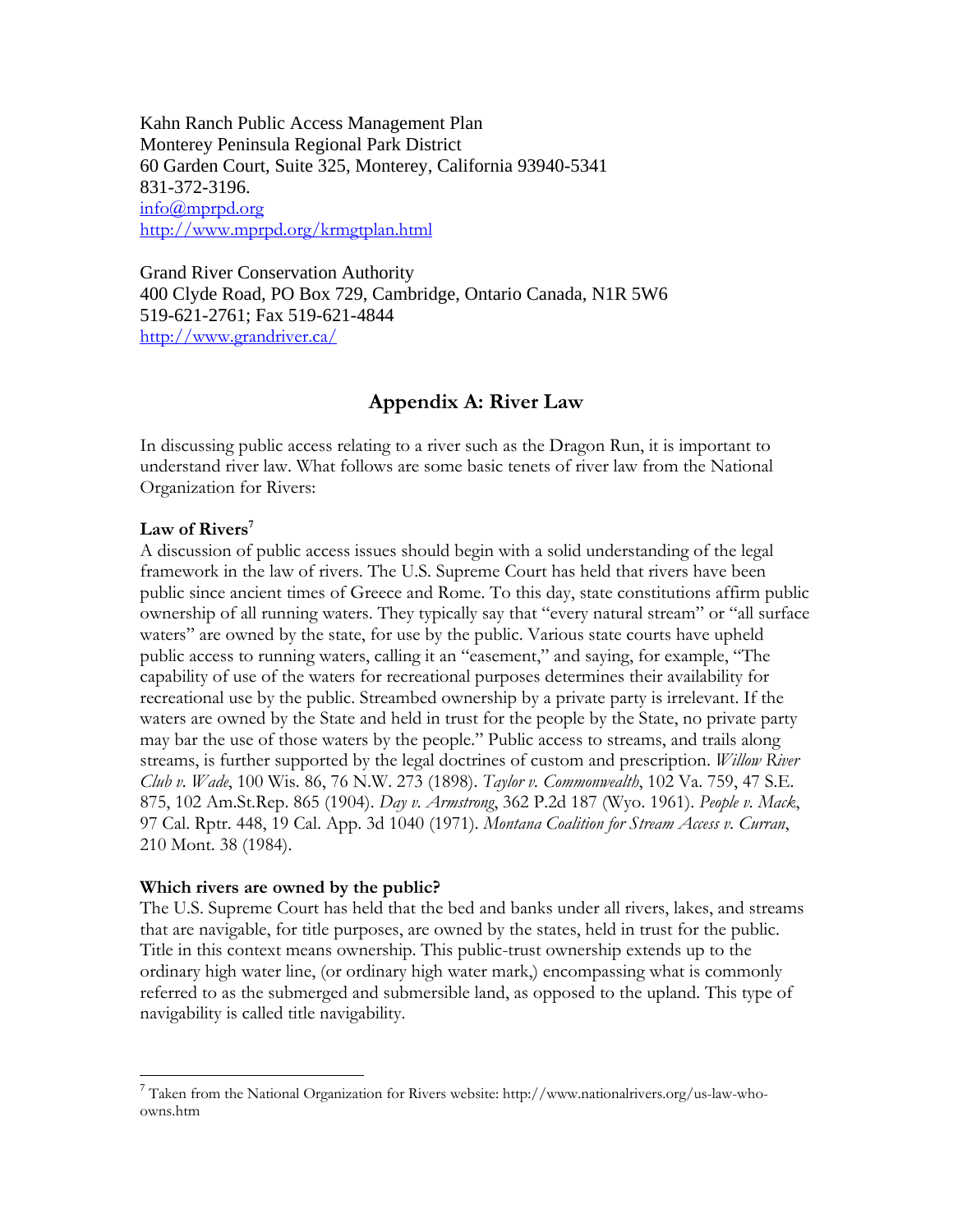Kahn Ranch Public Access Management Plan
Monterey Peninsula Regional Park District
60 Garden Court, Suite 325, Monterey, California 93940-5341
831-372-3196.
info@mprpd.org
http://www.mprpd.org/krmgtplan.html

Grand River Conservation Authority
400 Clyde Road, PO Box 729, Cambridge, Ontario Canada, N1R 5W6
519-621-2761; Fax 519-621-4844
http://www.grandriver.ca/

## Appendix A: River Law

In discussing public access relating to a river such as the Dragon Run, it is important to understand river law. What follows are some basic tenets of river law from the National Organization for Rivers:

**Law of Rivers**[7]

A discussion of public access issues should begin with a solid understanding of the legal framework in the law of rivers. The U.S. Supreme Court has held that rivers have been public since ancient times of Greece and Rome. To this day, state constitutions affirm public ownership of all running waters. They typically say that "every natural stream" or "all surface waters" are owned by the state, for use by the public. Various state courts have upheld public access to running waters, calling it an "easement," and saying, for example, "The capability of use of the waters for recreational purposes determines their availability for recreational use by the public. Streambed ownership by a private party is irrelevant. If the waters are owned by the State and held in trust for the people by the State, no private party may bar the use of those waters by the people." Public access to streams, and trails along streams, is further supported by the legal doctrines of custom and prescription. *Willow River Club v. Wade*, 100 Wis. 86, 76 N.W. 273 (1898). *Taylor v. Commonwealth*, 102 Va. 759, 47 S.E. 875, 102 Am.St.Rep. 865 (1904). *Day v. Armstrong*, 362 P.2d 187 (Wyo. 1961). *People v. Mack*, 97 Cal. Rptr. 448, 19 Cal. App. 3d 1040 (1971). *Montana Coalition for Stream Access v. Curran*, 210 Mont. 38 (1984).

**Which rivers are owned by the public?**

The U.S. Supreme Court has held that the bed and banks under all rivers, lakes, and streams that are navigable, for title purposes, are owned by the states, held in trust for the public. Title in this context means ownership. This public-trust ownership extends up to the ordinary high water line, (or ordinary high water mark,) encompassing what is commonly referred to as the submerged and submersible land, as opposed to the upland. This type of navigability is called title navigability.

[7] Taken from the National Organization for Rivers website: http://www.nationalrivers.org/us-law-who-owns.htm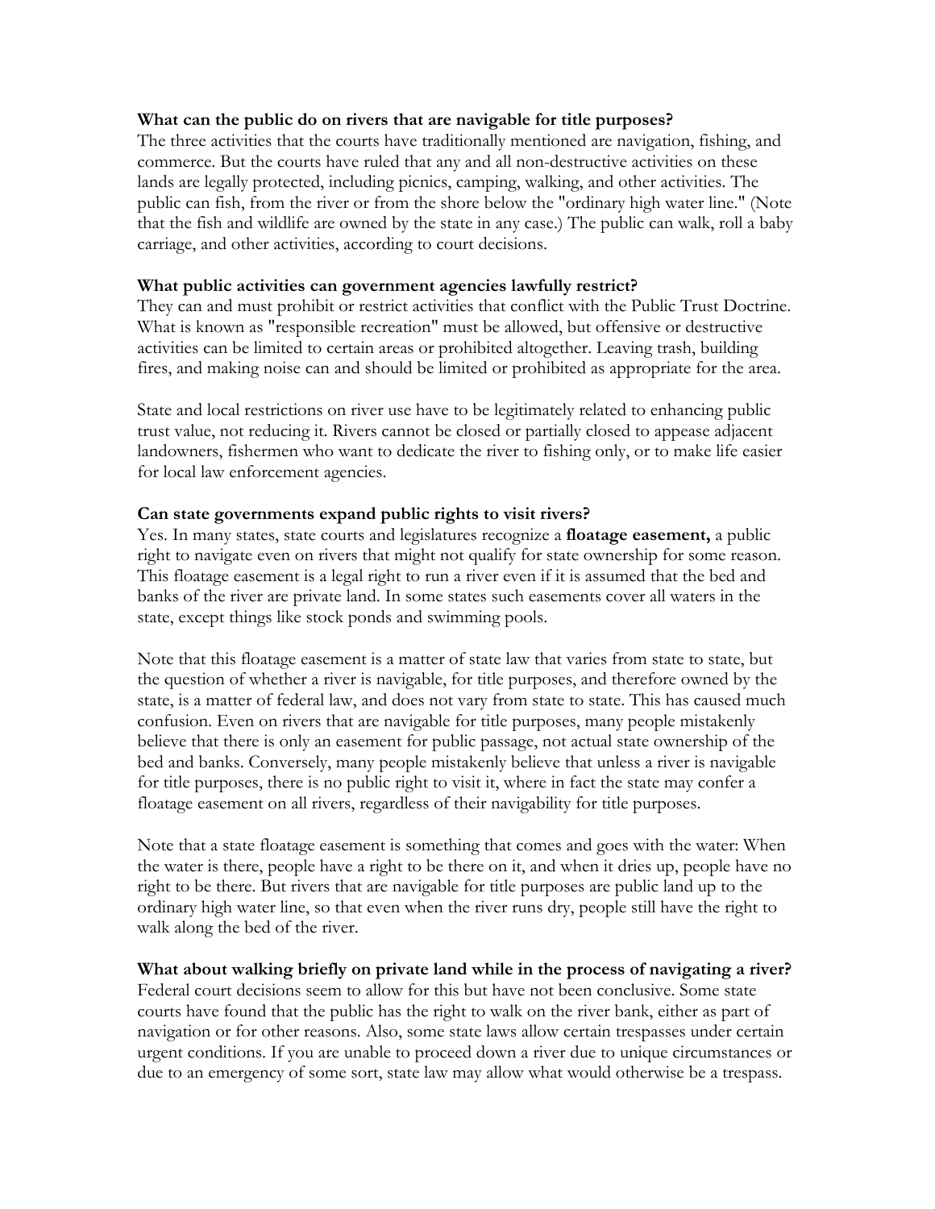**What can the public do on rivers that are navigable for title purposes?**

The three activities that the courts have traditionally mentioned are navigation, fishing, and commerce. But the courts have ruled that any and all non-destructive activities on these lands are legally protected, including picnics, camping, walking, and other activities. The public can fish, from the river or from the shore below the "ordinary high water line." (Note that the fish and wildlife are owned by the state in any case.) The public can walk, roll a baby carriage, and other activities, according to court decisions.

**What public activities can government agencies lawfully restrict?**

They can and must prohibit or restrict activities that conflict with the Public Trust Doctrine. What is known as "responsible recreation" must be allowed, but offensive or destructive activities can be limited to certain areas or prohibited altogether. Leaving trash, building fires, and making noise can and should be limited or prohibited as appropriate for the area.

State and local restrictions on river use have to be legitimately related to enhancing public trust value, not reducing it. Rivers cannot be closed or partially closed to appease adjacent landowners, fishermen who want to dedicate the river to fishing only, or to make life easier for local law enforcement agencies.

**Can state governments expand public rights to visit rivers?**

Yes. In many states, state courts and legislatures recognize a **floatage easement,** a public right to navigate even on rivers that might not qualify for state ownership for some reason. This floatage easement is a legal right to run a river even if it is assumed that the bed and banks of the river are private land. In some states such easements cover all waters in the state, except things like stock ponds and swimming pools.

Note that this floatage easement is a matter of state law that varies from state to state, but the question of whether a river is navigable, for title purposes, and therefore owned by the state, is a matter of federal law, and does not vary from state to state. This has caused much confusion. Even on rivers that are navigable for title purposes, many people mistakenly believe that there is only an easement for public passage, not actual state ownership of the bed and banks. Conversely, many people mistakenly believe that unless a river is navigable for title purposes, there is no public right to visit it, where in fact the state may confer a floatage easement on all rivers, regardless of their navigability for title purposes.

Note that a state floatage easement is something that comes and goes with the water: When the water is there, people have a right to be there on it, and when it dries up, people have no right to be there. But rivers that are navigable for title purposes are public land up to the ordinary high water line, so that even when the river runs dry, people still have the right to walk along the bed of the river.

**What about walking briefly on private land while in the process of navigating a river?**

Federal court decisions seem to allow for this but have not been conclusive. Some state courts have found that the public has the right to walk on the river bank, either as part of navigation or for other reasons. Also, some state laws allow certain trespasses under certain urgent conditions. If you are unable to proceed down a river due to unique circumstances or due to an emergency of some sort, state law may allow what would otherwise be a trespass.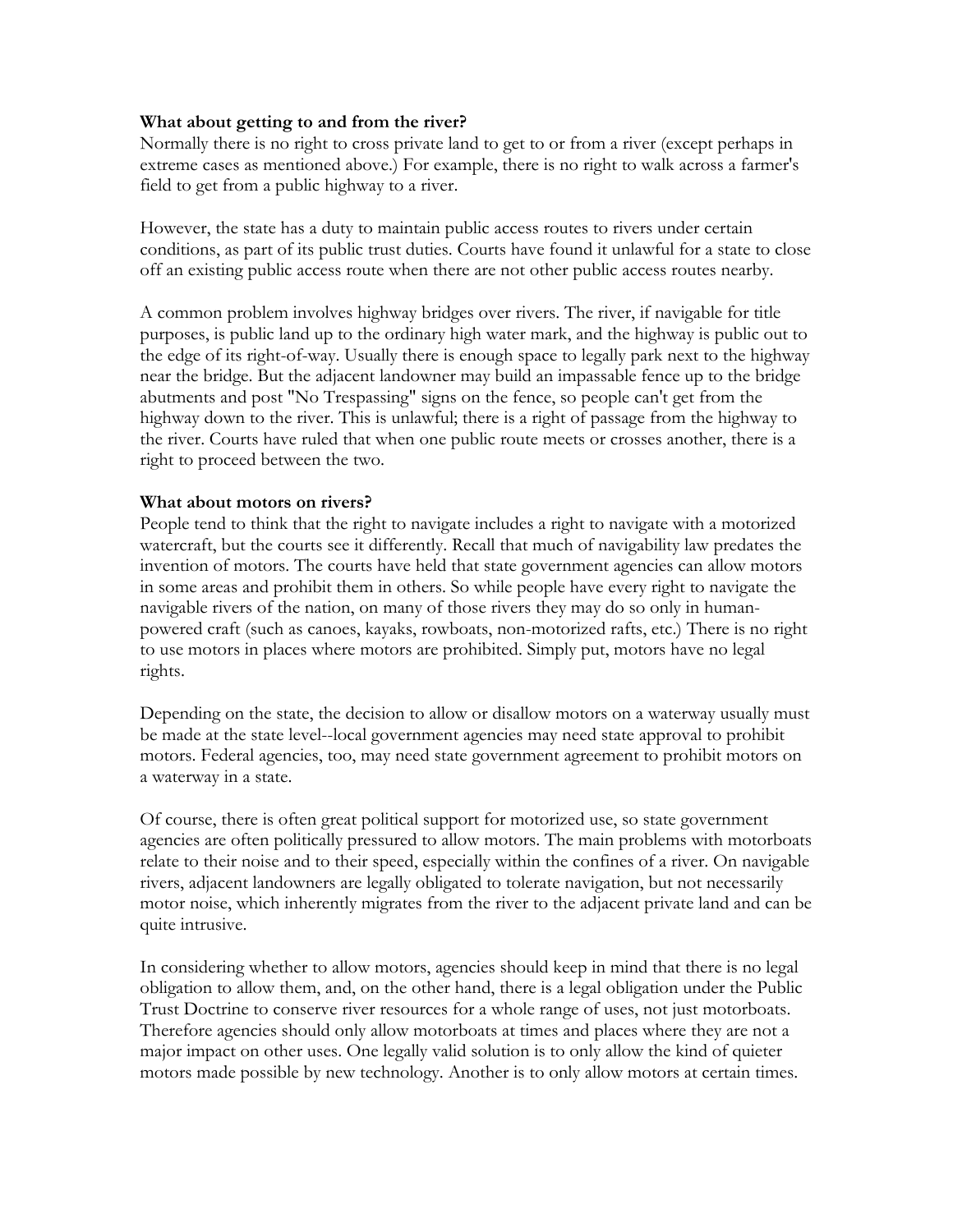**What about getting to and from the river?**
Normally there is no right to cross private land to get to or from a river (except perhaps in extreme cases as mentioned above.) For example, there is no right to walk across a farmer's field to get from a public highway to a river.

However, the state has a duty to maintain public access routes to rivers under certain conditions, as part of its public trust duties. Courts have found it unlawful for a state to close off an existing public access route when there are not other public access routes nearby.

A common problem involves highway bridges over rivers. The river, if navigable for title purposes, is public land up to the ordinary high water mark, and the highway is public out to the edge of its right-of-way. Usually there is enough space to legally park next to the highway near the bridge. But the adjacent landowner may build an impassable fence up to the bridge abutments and post "No Trespassing" signs on the fence, so people can't get from the highway down to the river. This is unlawful; there is a right of passage from the highway to the river. Courts have ruled that when one public route meets or crosses another, there is a right to proceed between the two.

**What about motors on rivers?**
People tend to think that the right to navigate includes a right to navigate with a motorized watercraft, but the courts see it differently. Recall that much of navigability law predates the invention of motors. The courts have held that state government agencies can allow motors in some areas and prohibit them in others. So while people have every right to navigate the navigable rivers of the nation, on many of those rivers they may do so only in human-powered craft (such as canoes, kayaks, rowboats, non-motorized rafts, etc.) There is no right to use motors in places where motors are prohibited. Simply put, motors have no legal rights.

Depending on the state, the decision to allow or disallow motors on a waterway usually must be made at the state level--local government agencies may need state approval to prohibit motors. Federal agencies, too, may need state government agreement to prohibit motors on a waterway in a state.

Of course, there is often great political support for motorized use, so state government agencies are often politically pressured to allow motors. The main problems with motorboats relate to their noise and to their speed, especially within the confines of a river. On navigable rivers, adjacent landowners are legally obligated to tolerate navigation, but not necessarily motor noise, which inherently migrates from the river to the adjacent private land and can be quite intrusive.

In considering whether to allow motors, agencies should keep in mind that there is no legal obligation to allow them, and, on the other hand, there is a legal obligation under the Public Trust Doctrine to conserve river resources for a whole range of uses, not just motorboats. Therefore agencies should only allow motorboats at times and places where they are not a major impact on other uses. One legally valid solution is to only allow the kind of quieter motors made possible by new technology. Another is to only allow motors at certain times.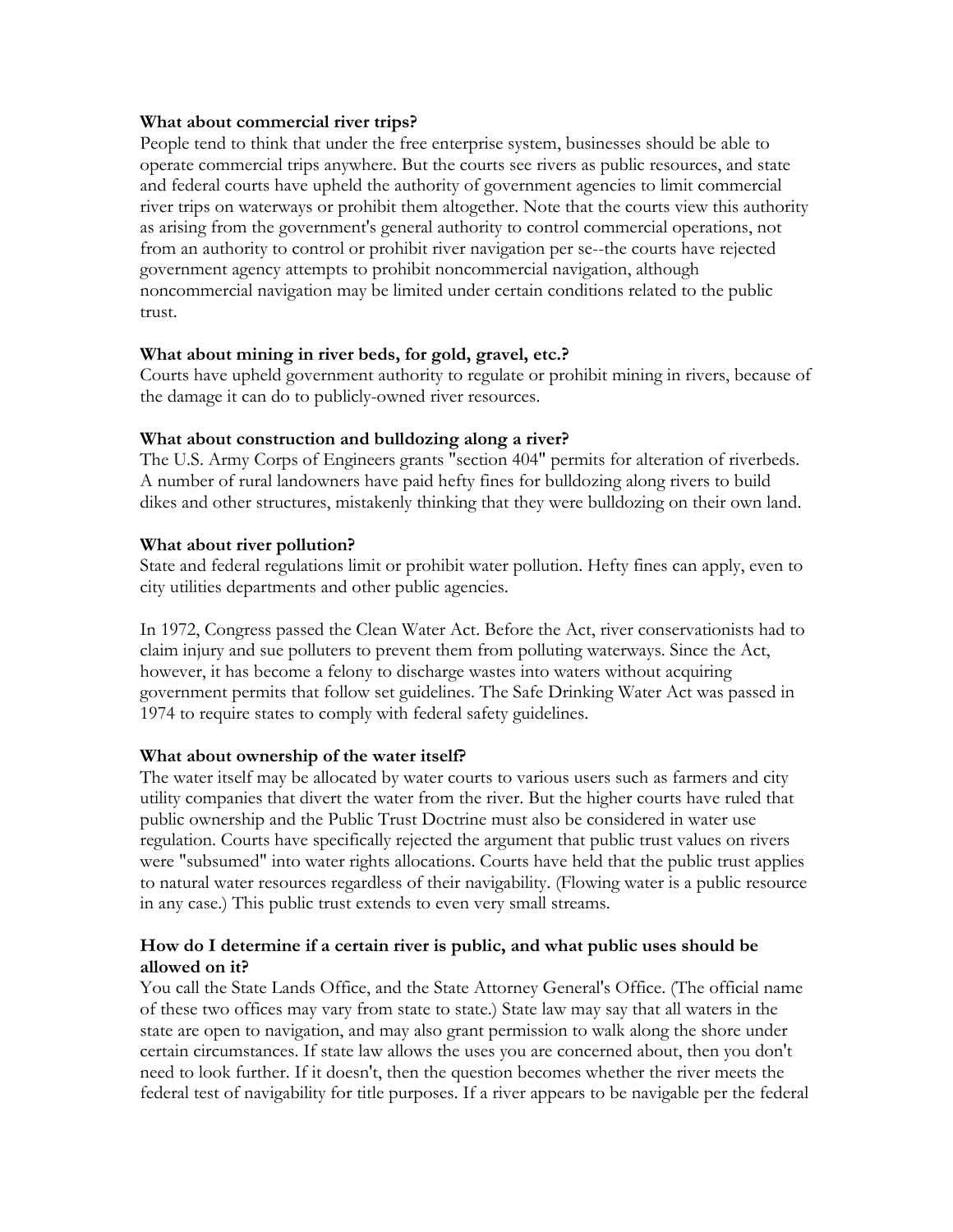**What about commercial river trips?**

People tend to think that under the free enterprise system, businesses should be able to operate commercial trips anywhere. But the courts see rivers as public resources, and state and federal courts have upheld the authority of government agencies to limit commercial river trips on waterways or prohibit them altogether. Note that the courts view this authority as arising from the government's general authority to control commercial operations, not from an authority to control or prohibit river navigation per se--the courts have rejected government agency attempts to prohibit noncommercial navigation, although noncommercial navigation may be limited under certain conditions related to the public trust.

**What about mining in river beds, for gold, gravel, etc.?**

Courts have upheld government authority to regulate or prohibit mining in rivers, because of the damage it can do to publicly-owned river resources.

**What about construction and bulldozing along a river?**

The U.S. Army Corps of Engineers grants "section 404" permits for alteration of riverbeds. A number of rural landowners have paid hefty fines for bulldozing along rivers to build dikes and other structures, mistakenly thinking that they were bulldozing on their own land.

**What about river pollution?**

State and federal regulations limit or prohibit water pollution. Hefty fines can apply, even to city utilities departments and other public agencies.

In 1972, Congress passed the Clean Water Act. Before the Act, river conservationists had to claim injury and sue polluters to prevent them from polluting waterways. Since the Act, however, it has become a felony to discharge wastes into waters without acquiring government permits that follow set guidelines. The Safe Drinking Water Act was passed in 1974 to require states to comply with federal safety guidelines.

**What about ownership of the water itself?**

The water itself may be allocated by water courts to various users such as farmers and city utility companies that divert the water from the river. But the higher courts have ruled that public ownership and the Public Trust Doctrine must also be considered in water use regulation. Courts have specifically rejected the argument that public trust values on rivers were "subsumed" into water rights allocations. Courts have held that the public trust applies to natural water resources regardless of their navigability. (Flowing water is a public resource in any case.) This public trust extends to even very small streams.

**How do I determine if a certain river is public, and what public uses should be allowed on it?**

You call the State Lands Office, and the State Attorney General's Office. (The official name of these two offices may vary from state to state.) State law may say that all waters in the state are open to navigation, and may also grant permission to walk along the shore under certain circumstances. If state law allows the uses you are concerned about, then you don't need to look further. If it doesn't, then the question becomes whether the river meets the federal test of navigability for title purposes. If a river appears to be navigable per the federal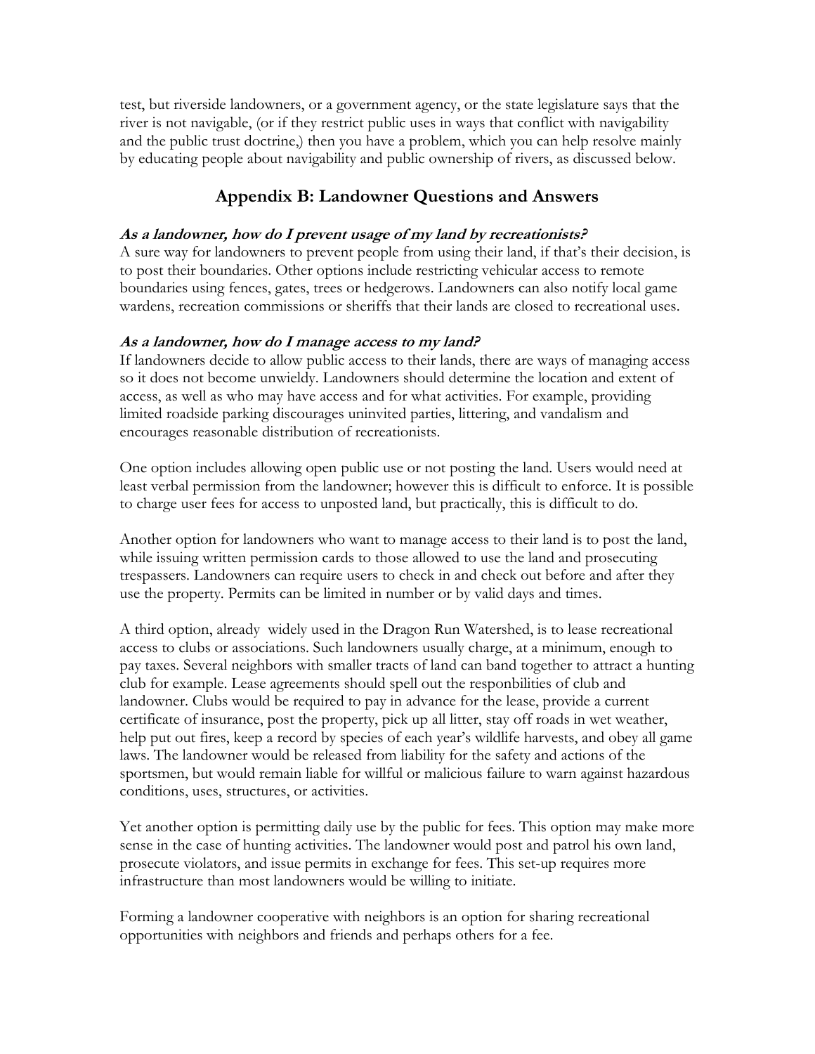test, but riverside landowners, or a government agency, or the state legislature says that the river is not navigable, (or if they restrict public uses in ways that conflict with navigability and the public trust doctrine,) then you have a problem, which you can help resolve mainly by educating people about navigability and public ownership of rivers, as discussed below.

## Appendix B: Landowner Questions and Answers

***As a landowner, how do I prevent usage of my land by recreationists?***

A sure way for landowners to prevent people from using their land, if that's their decision, is to post their boundaries. Other options include restricting vehicular access to remote boundaries using fences, gates, trees or hedgerows. Landowners can also notify local game wardens, recreation commissions or sheriffs that their lands are closed to recreational uses.

***As a landowner, how do I manage access to my land?***

If landowners decide to allow public access to their lands, there are ways of managing access so it does not become unwieldy. Landowners should determine the location and extent of access, as well as who may have access and for what activities. For example, providing limited roadside parking discourages uninvited parties, littering, and vandalism and encourages reasonable distribution of recreationists.

One option includes allowing open public use or not posting the land. Users would need at least verbal permission from the landowner; however this is difficult to enforce. It is possible to charge user fees for access to unposted land, but practically, this is difficult to do.

Another option for landowners who want to manage access to their land is to post the land, while issuing written permission cards to those allowed to use the land and prosecuting trespassers. Landowners can require users to check in and check out before and after they use the property. Permits can be limited in number or by valid days and times.

A third option, already widely used in the Dragon Run Watershed, is to lease recreational access to clubs or associations. Such landowners usually charge, at a minimum, enough to pay taxes. Several neighbors with smaller tracts of land can band together to attract a hunting club for example. Lease agreements should spell out the responbilities of club and landowner. Clubs would be required to pay in advance for the lease, provide a current certificate of insurance, post the property, pick up all litter, stay off roads in wet weather, help put out fires, keep a record by species of each year's wildlife harvests, and obey all game laws. The landowner would be released from liability for the safety and actions of the sportsmen, but would remain liable for willful or malicious failure to warn against hazardous conditions, uses, structures, or activities.

Yet another option is permitting daily use by the public for fees. This option may make more sense in the case of hunting activities. The landowner would post and patrol his own land, prosecute violators, and issue permits in exchange for fees. This set-up requires more infrastructure than most landowners would be willing to initiate.

Forming a landowner cooperative with neighbors is an option for sharing recreational opportunities with neighbors and friends and perhaps others for a fee.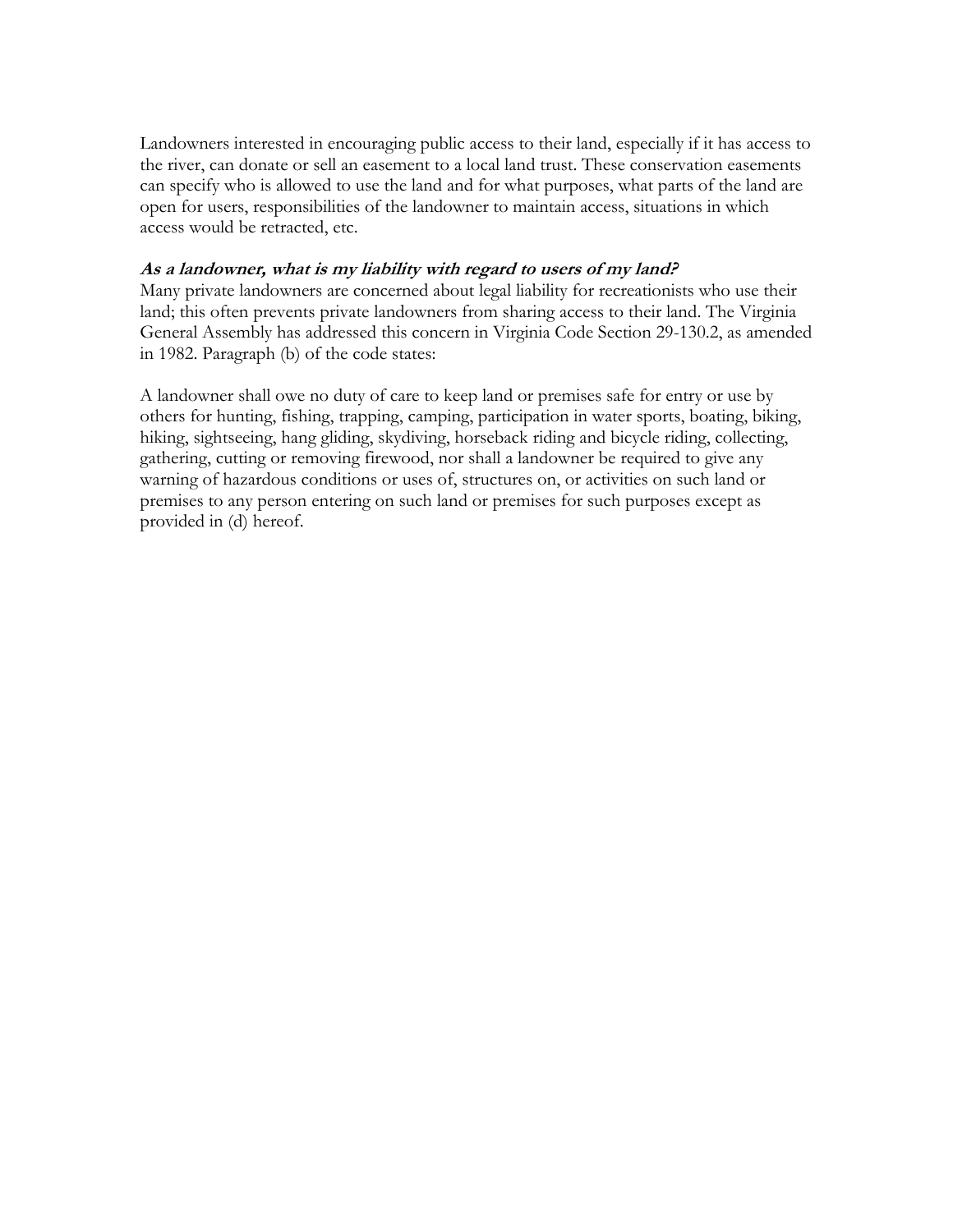Landowners interested in encouraging public access to their land, especially if it has access to the river, can donate or sell an easement to a local land trust. These conservation easements can specify who is allowed to use the land and for what purposes, what parts of the land are open for users, responsibilities of the landowner to maintain access, situations in which access would be retracted, etc.

***As a landowner, what is my liability with regard to users of my land?***

Many private landowners are concerned about legal liability for recreationists who use their land; this often prevents private landowners from sharing access to their land. The Virginia General Assembly has addressed this concern in Virginia Code Section 29-130.2, as amended in 1982. Paragraph (b) of the code states:

A landowner shall owe no duty of care to keep land or premises safe for entry or use by others for hunting, fishing, trapping, camping, participation in water sports, boating, biking, hiking, sightseeing, hang gliding, skydiving, horseback riding and bicycle riding, collecting, gathering, cutting or removing firewood, nor shall a landowner be required to give any warning of hazardous conditions or uses of, structures on, or activities on such land or premises to any person entering on such land or premises for such purposes except as provided in (d) hereof.